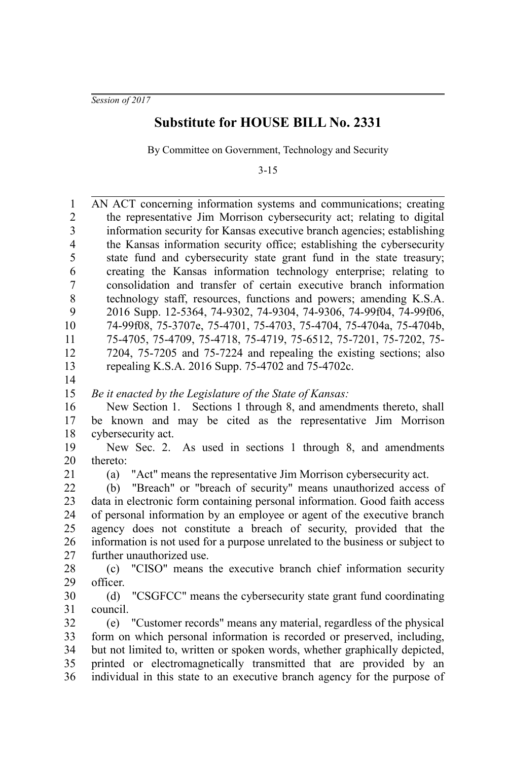*Session of 2017*

# Substitute for HOUSE BILL No. 2331

By Committee on Government, Technology and Security

3-15

AN ACT concerning information systems and communications; creating the representative Jim Morrison cybersecurity act; relating to digital information security for Kansas executive branch agencies; establishing the Kansas information security office; establishing the cybersecurity state fund and cybersecurity state grant fund in the state treasury; creating the Kansas information technology enterprise; relating to consolidation and transfer of certain executive branch information technology staff, resources, functions and powers; amending K.S.A. 2016 Supp. 12-5364, 74-9302, 74-9304, 74-9306, 74-99f04, 74-99f06, 74-99f08, 75-3707e, 75-4701, 75-4703, 75-4704, 75-4704a, 75-4704b, 75-4705, 75-4709, 75-4718, 75-4719, 75-6512, 75-7201, 75-7202, 75-7204, 75-7205 and 75-7224 and repealing the existing sections; also repealing K.S.A. 2016 Supp. 75-4702 and 75-4702c.

*Be it enacted by the Legislature of the State of Kansas:*

New Section 1. Sections 1 through 8, and amendments thereto, shall be known and may be cited as the representative Jim Morrison cybersecurity act.

New Sec. 2. As used in sections 1 through 8, and amendments thereto:

(a) "Act" means the representative Jim Morrison cybersecurity act.

(b) "Breach" or "breach of security" means unauthorized access of data in electronic form containing personal information. Good faith access of personal information by an employee or agent of the executive branch agency does not constitute a breach of security, provided that the information is not used for a purpose unrelated to the business or subject to further unauthorized use.

(c) "CISO" means the executive branch chief information security officer.

(d) "CSGFCC" means the cybersecurity state grant fund coordinating council.

(e) "Customer records" means any material, regardless of the physical form on which personal information is recorded or preserved, including, but not limited to, written or spoken words, whether graphically depicted, printed or electromagnetically transmitted that are provided by an individual in this state to an executive branch agency for the purpose of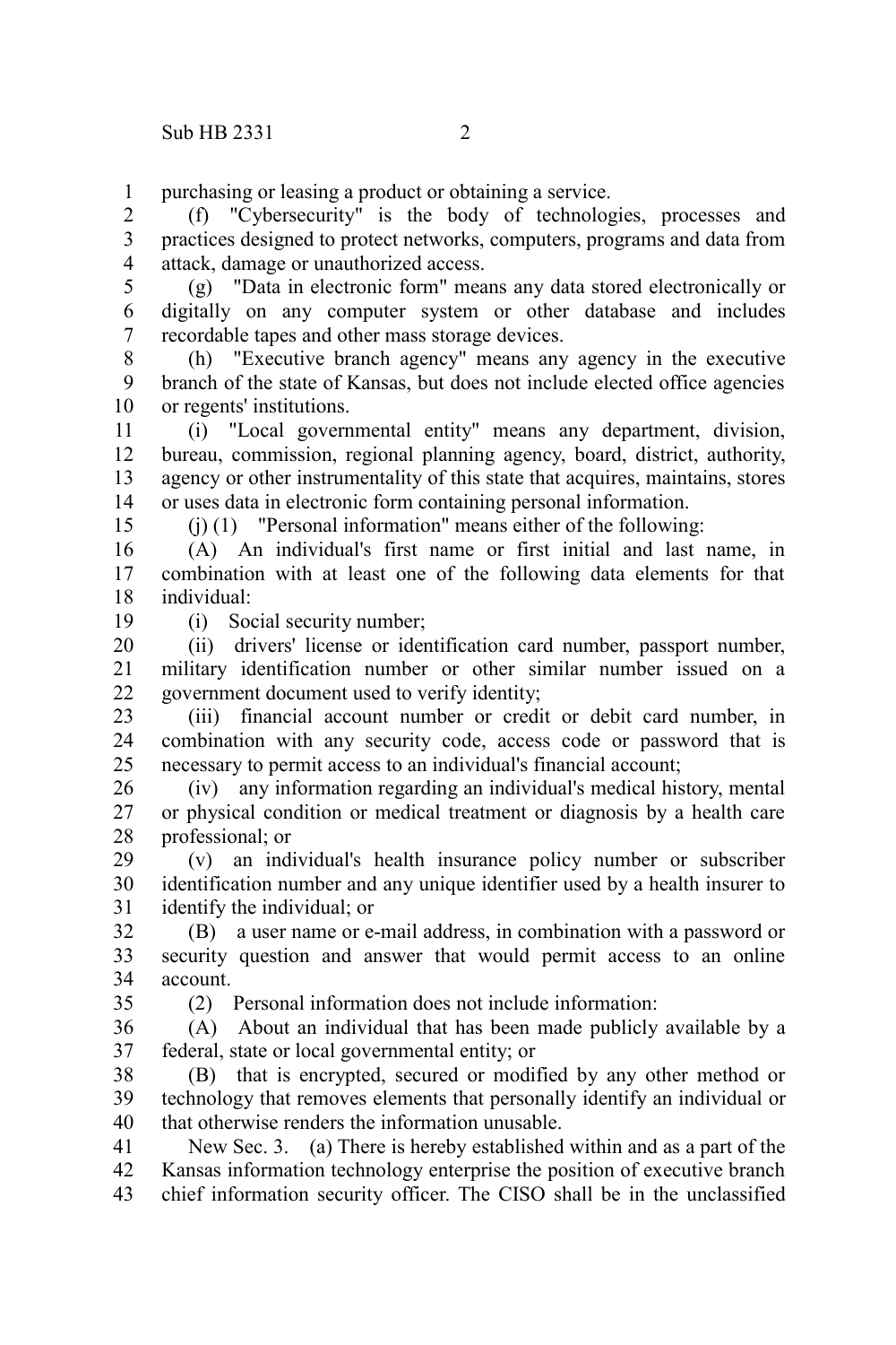purchasing or leasing a product or obtaining a service.

(f) "Cybersecurity" is the body of technologies, processes and practices designed to protect networks, computers, programs and data from attack, damage or unauthorized access.

(g) "Data in electronic form" means any data stored electronically or digitally on any computer system or other database and includes recordable tapes and other mass storage devices.

(h) "Executive branch agency" means any agency in the executive branch of the state of Kansas, but does not include elected office agencies or regents' institutions.

(i) "Local governmental entity" means any department, division, bureau, commission, regional planning agency, board, district, authority, agency or other instrumentality of this state that acquires, maintains, stores or uses data in electronic form containing personal information.

(j) (1) "Personal information" means either of the following:

(A) An individual's first name or first initial and last name, in combination with at least one of the following data elements for that individual:

(i) Social security number;

(ii) drivers' license or identification card number, passport number, military identification number or other similar number issued on a government document used to verify identity;

(iii) financial account number or credit or debit card number, in combination with any security code, access code or password that is necessary to permit access to an individual's financial account;

(iv) any information regarding an individual's medical history, mental or physical condition or medical treatment or diagnosis by a health care professional; or

(v) an individual's health insurance policy number or subscriber identification number and any unique identifier used by a health insurer to identify the individual; or

(B) a user name or e-mail address, in combination with a password or security question and answer that would permit access to an online account.

(2) Personal information does not include information:

(A) About an individual that has been made publicly available by a federal, state or local governmental entity; or

(B) that is encrypted, secured or modified by any other method or technology that removes elements that personally identify an individual or that otherwise renders the information unusable.

New Sec. 3. (a) There is hereby established within and as a part of the Kansas information technology enterprise the position of executive branch chief information security officer. The CISO shall be in the unclassified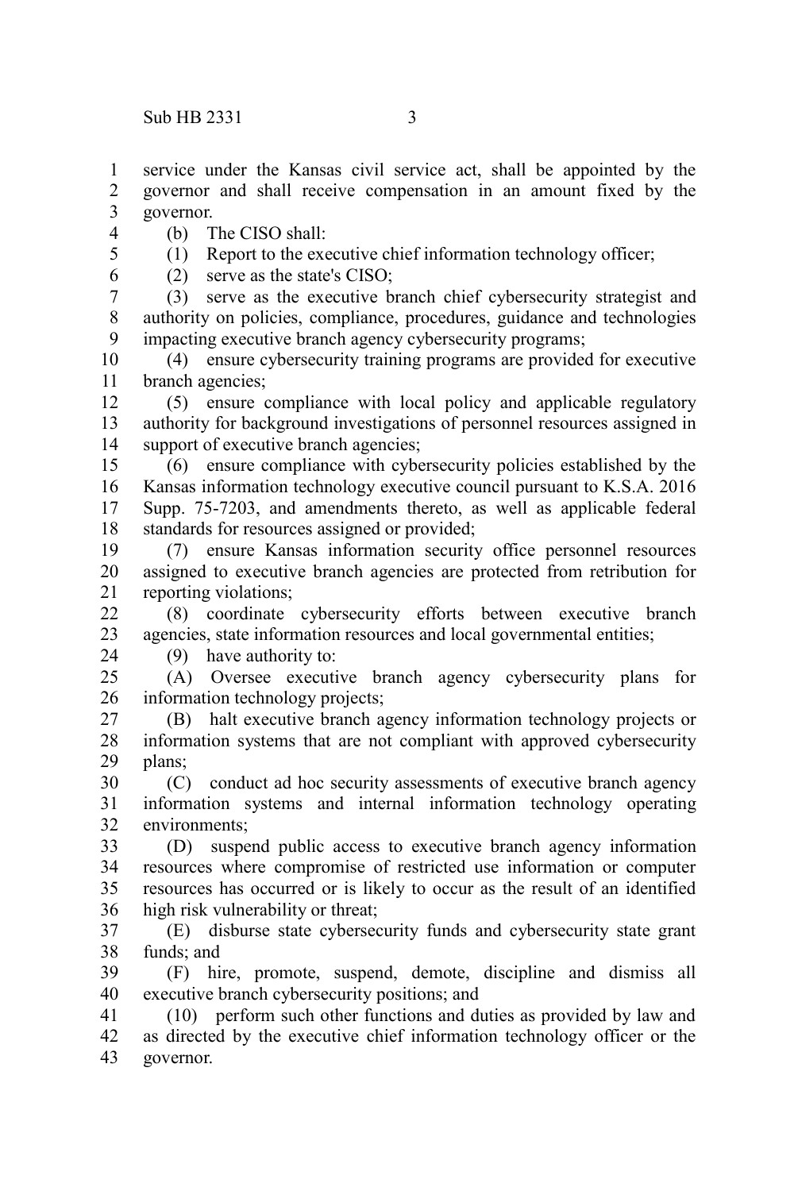service under the Kansas civil service act, shall be appointed by the governor and shall receive compensation in an amount fixed by the governor.

(b) The CISO shall:

(1) Report to the executive chief information technology officer;

(2) serve as the state's CISO;

(3) serve as the executive branch chief cybersecurity strategist and authority on policies, compliance, procedures, guidance and technologies impacting executive branch agency cybersecurity programs;

(4) ensure cybersecurity training programs are provided for executive branch agencies;

(5) ensure compliance with local policy and applicable regulatory authority for background investigations of personnel resources assigned in support of executive branch agencies;

(6) ensure compliance with cybersecurity policies established by the Kansas information technology executive council pursuant to K.S.A. 2016 Supp. 75-7203, and amendments thereto, as well as applicable federal standards for resources assigned or provided;

(7) ensure Kansas information security office personnel resources assigned to executive branch agencies are protected from retribution for reporting violations;

(8) coordinate cybersecurity efforts between executive branch agencies, state information resources and local governmental entities;

(9) have authority to:

(A) Oversee executive branch agency cybersecurity plans for information technology projects;

(B) halt executive branch agency information technology projects or information systems that are not compliant with approved cybersecurity plans;

(C) conduct ad hoc security assessments of executive branch agency information systems and internal information technology operating environments;

(D) suspend public access to executive branch agency information resources where compromise of restricted use information or computer resources has occurred or is likely to occur as the result of an identified high risk vulnerability or threat;

(E) disburse state cybersecurity funds and cybersecurity state grant funds; and

(F) hire, promote, suspend, demote, discipline and dismiss all executive branch cybersecurity positions; and

(10) perform such other functions and duties as provided by law and as directed by the executive chief information technology officer or the governor.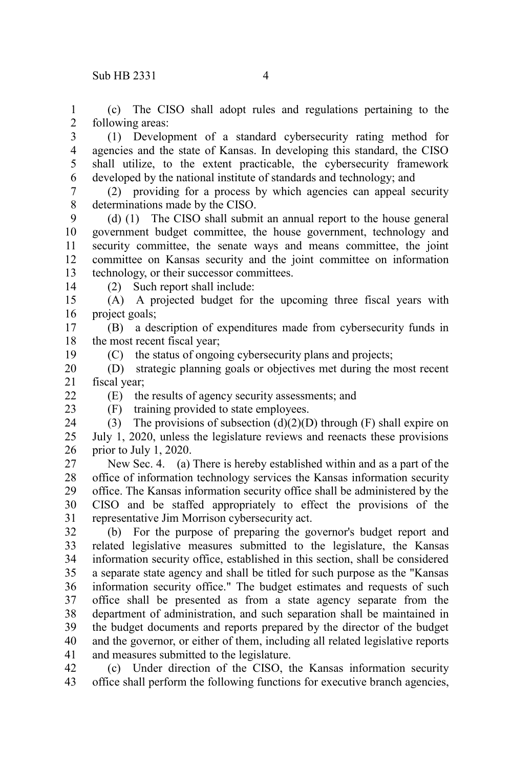(c) The CISO shall adopt rules and regulations pertaining to the following areas:

(1) Development of a standard cybersecurity rating method for agencies and the state of Kansas. In developing this standard, the CISO shall utilize, to the extent practicable, the cybersecurity framework developed by the national institute of standards and technology; and

(2) providing for a process by which agencies can appeal security determinations made by the CISO.

(d) (1) The CISO shall submit an annual report to the house general government budget committee, the house government, technology and security committee, the senate ways and means committee, the joint committee on Kansas security and the joint committee on information technology, or their successor committees.

(2) Such report shall include:

(A) A projected budget for the upcoming three fiscal years with project goals;

(B) a description of expenditures made from cybersecurity funds in the most recent fiscal year;

(C) the status of ongoing cybersecurity plans and projects;

(D) strategic planning goals or objectives met during the most recent fiscal year;

(E) the results of agency security assessments; and

(F) training provided to state employees.

(3) The provisions of subsection (d)(2)(D) through (F) shall expire on July 1, 2020, unless the legislature reviews and reenacts these provisions prior to July 1, 2020.

New Sec. 4. (a) There is hereby established within and as a part of the office of information technology services the Kansas information security office. The Kansas information security office shall be administered by the CISO and be staffed appropriately to effect the provisions of the representative Jim Morrison cybersecurity act.

(b) For the purpose of preparing the governor's budget report and related legislative measures submitted to the legislature, the Kansas information security office, established in this section, shall be considered a separate state agency and shall be titled for such purpose as the "Kansas information security office." The budget estimates and requests of such office shall be presented as from a state agency separate from the department of administration, and such separation shall be maintained in the budget documents and reports prepared by the director of the budget and the governor, or either of them, including all related legislative reports and measures submitted to the legislature.

(c) Under direction of the CISO, the Kansas information security office shall perform the following functions for executive branch agencies,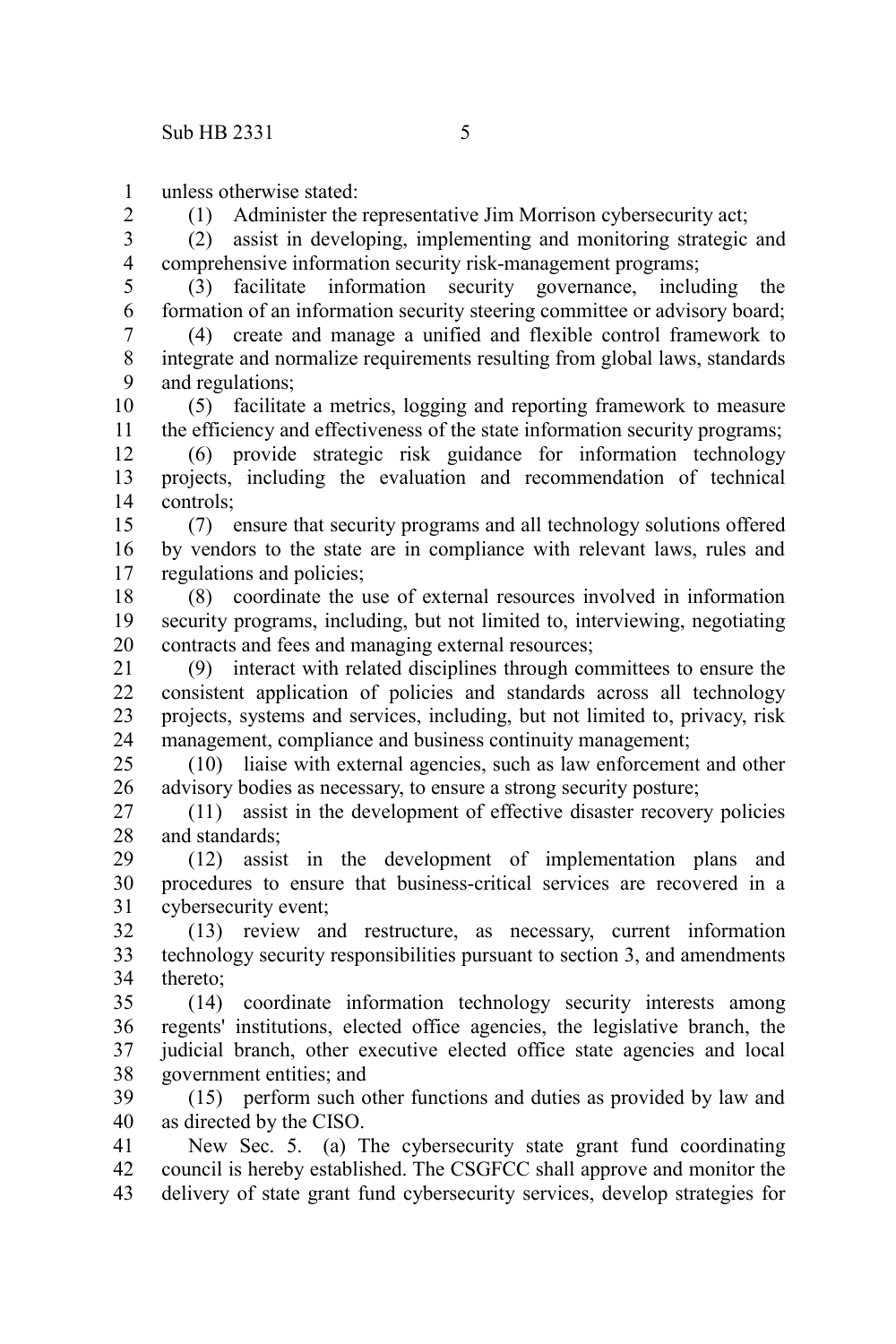unless otherwise stated:

(1) Administer the representative Jim Morrison cybersecurity act;

(2) assist in developing, implementing and monitoring strategic and comprehensive information security risk-management programs;

(3) facilitate information security governance, including the formation of an information security steering committee or advisory board;

(4) create and manage a unified and flexible control framework to integrate and normalize requirements resulting from global laws, standards and regulations;

(5) facilitate a metrics, logging and reporting framework to measure the efficiency and effectiveness of the state information security programs;

(6) provide strategic risk guidance for information technology projects, including the evaluation and recommendation of technical controls;

(7) ensure that security programs and all technology solutions offered by vendors to the state are in compliance with relevant laws, rules and regulations and policies;

(8) coordinate the use of external resources involved in information security programs, including, but not limited to, interviewing, negotiating contracts and fees and managing external resources;

(9) interact with related disciplines through committees to ensure the consistent application of policies and standards across all technology projects, systems and services, including, but not limited to, privacy, risk management, compliance and business continuity management;

(10) liaise with external agencies, such as law enforcement and other advisory bodies as necessary, to ensure a strong security posture;

(11) assist in the development of effective disaster recovery policies and standards;

(12) assist in the development of implementation plans and procedures to ensure that business-critical services are recovered in a cybersecurity event;

(13) review and restructure, as necessary, current information technology security responsibilities pursuant to section 3, and amendments thereto;

(14) coordinate information technology security interests among regents' institutions, elected office agencies, the legislative branch, the judicial branch, other executive elected office state agencies and local government entities; and

(15) perform such other functions and duties as provided by law and as directed by the CISO.

New Sec. 5. (a) The cybersecurity state grant fund coordinating council is hereby established. The CSGFCC shall approve and monitor the delivery of state grant fund cybersecurity services, develop strategies for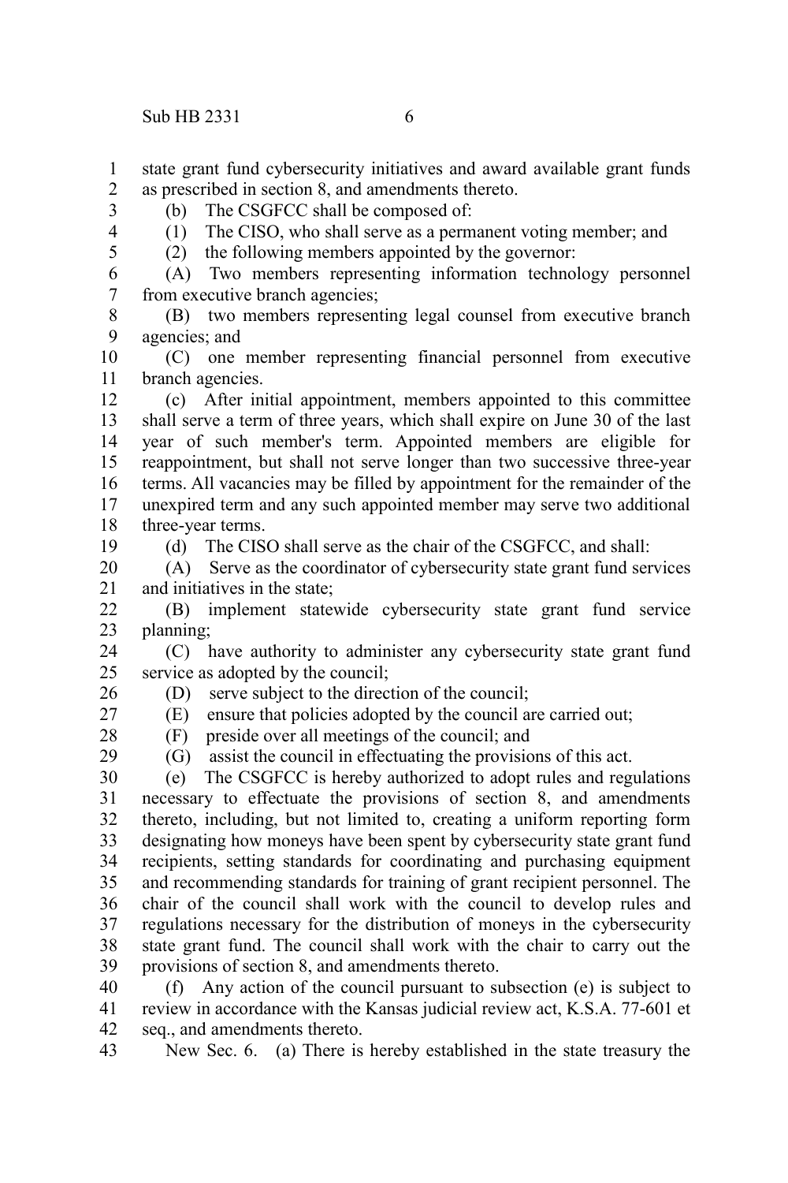state grant fund cybersecurity initiatives and award available grant funds as prescribed in section 8, and amendments thereto.

(b) The CSGFCC shall be composed of:

(1) The CISO, who shall serve as a permanent voting member; and

(2) the following members appointed by the governor:

(A) Two members representing information technology personnel from executive branch agencies;

(B) two members representing legal counsel from executive branch agencies; and

(C) one member representing financial personnel from executive branch agencies.

(c) After initial appointment, members appointed to this committee shall serve a term of three years, which shall expire on June 30 of the last year of such member's term. Appointed members are eligible for reappointment, but shall not serve longer than two successive three-year terms. All vacancies may be filled by appointment for the remainder of the unexpired term and any such appointed member may serve two additional three-year terms.

(d) The CISO shall serve as the chair of the CSGFCC, and shall:

(A) Serve as the coordinator of cybersecurity state grant fund services and initiatives in the state;

(B) implement statewide cybersecurity state grant fund service planning;

(C) have authority to administer any cybersecurity state grant fund service as adopted by the council;

(D) serve subject to the direction of the council;

(E) ensure that policies adopted by the council are carried out;

(F) preside over all meetings of the council; and

(G) assist the council in effectuating the provisions of this act.

(e) The CSGFCC is hereby authorized to adopt rules and regulations necessary to effectuate the provisions of section 8, and amendments thereto, including, but not limited to, creating a uniform reporting form designating how moneys have been spent by cybersecurity state grant fund recipients, setting standards for coordinating and purchasing equipment and recommending standards for training of grant recipient personnel. The chair of the council shall work with the council to develop rules and regulations necessary for the distribution of moneys in the cybersecurity state grant fund. The council shall work with the chair to carry out the provisions of section 8, and amendments thereto.

(f) Any action of the council pursuant to subsection (e) is subject to review in accordance with the Kansas judicial review act, K.S.A. 77-601 et seq., and amendments thereto.

New Sec. 6. (a) There is hereby established in the state treasury the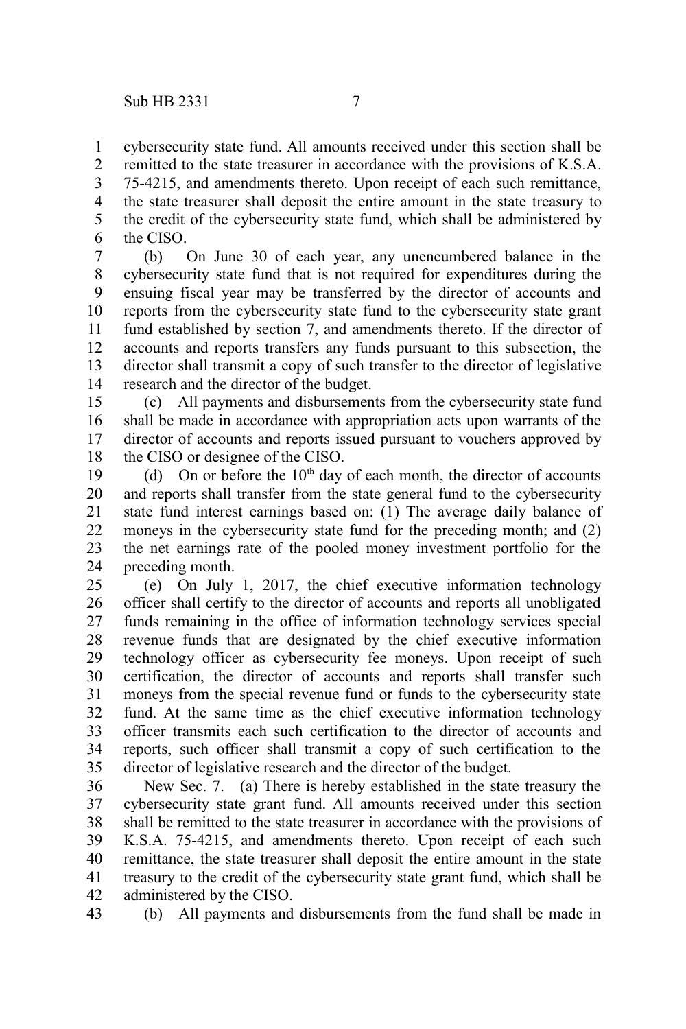cybersecurity state fund. All amounts received under this section shall be remitted to the state treasurer in accordance with the provisions of K.S.A. 75-4215, and amendments thereto. Upon receipt of each such remittance, the state treasurer shall deposit the entire amount in the state treasury to the credit of the cybersecurity state fund, which shall be administered by the CISO.

(b) On June 30 of each year, any unencumbered balance in the cybersecurity state fund that is not required for expenditures during the ensuing fiscal year may be transferred by the director of accounts and reports from the cybersecurity state fund to the cybersecurity state grant fund established by section 7, and amendments thereto. If the director of accounts and reports transfers any funds pursuant to this subsection, the director shall transmit a copy of such transfer to the director of legislative research and the director of the budget.

(c) All payments and disbursements from the cybersecurity state fund shall be made in accordance with appropriation acts upon warrants of the director of accounts and reports issued pursuant to vouchers approved by the CISO or designee of the CISO.

(d) On or before the 10th day of each month, the director of accounts and reports shall transfer from the state general fund to the cybersecurity state fund interest earnings based on: (1) The average daily balance of moneys in the cybersecurity state fund for the preceding month; and (2) the net earnings rate of the pooled money investment portfolio for the preceding month.

(e) On July 1, 2017, the chief executive information technology officer shall certify to the director of accounts and reports all unobligated funds remaining in the office of information technology services special revenue funds that are designated by the chief executive information technology officer as cybersecurity fee moneys. Upon receipt of such certification, the director of accounts and reports shall transfer such moneys from the special revenue fund or funds to the cybersecurity state fund. At the same time as the chief executive information technology officer transmits each such certification to the director of accounts and reports, such officer shall transmit a copy of such certification to the director of legislative research and the director of the budget.

New Sec. 7. (a) There is hereby established in the state treasury the cybersecurity state grant fund. All amounts received under this section shall be remitted to the state treasurer in accordance with the provisions of K.S.A. 75-4215, and amendments thereto. Upon receipt of each such remittance, the state treasurer shall deposit the entire amount in the state treasury to the credit of the cybersecurity state grant fund, which shall be administered by the CISO.

(b) All payments and disbursements from the fund shall be made in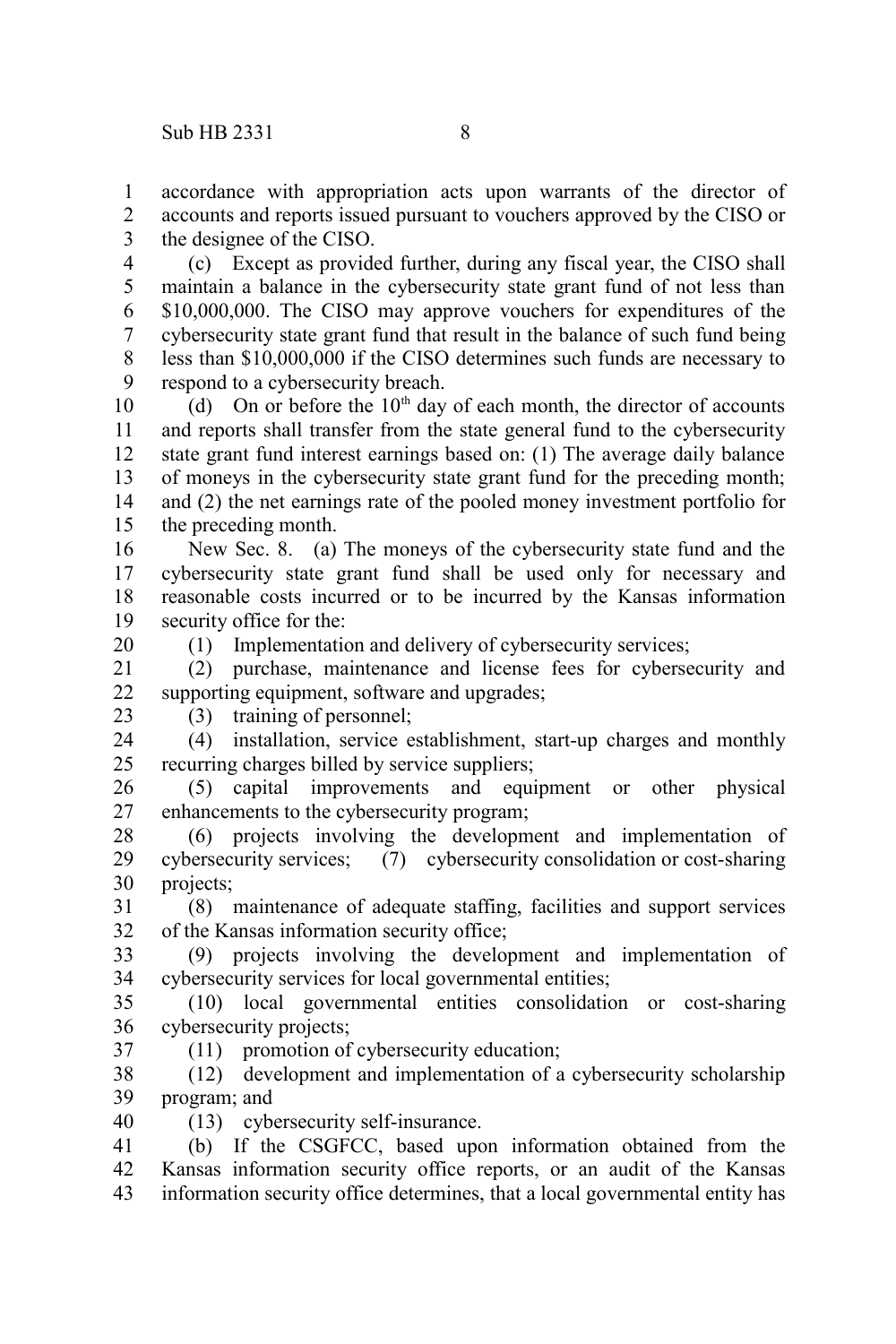accordance with appropriation acts upon warrants of the director of accounts and reports issued pursuant to vouchers approved by the CISO or the designee of the CISO.

(c) Except as provided further, during any fiscal year, the CISO shall maintain a balance in the cybersecurity state grant fund of not less than $10,000,000. The CISO may approve vouchers for expenditures of the cybersecurity state grant fund that result in the balance of such fund being less than $10,000,000 if the CISO determines such funds are necessary to respond to a cybersecurity breach.

(d) On or before the 10th day of each month, the director of accounts and reports shall transfer from the state general fund to the cybersecurity state grant fund interest earnings based on: (1) The average daily balance of moneys in the cybersecurity state grant fund for the preceding month; and (2) the net earnings rate of the pooled money investment portfolio for the preceding month.

New Sec. 8. (a) The moneys of the cybersecurity state fund and the cybersecurity state grant fund shall be used only for necessary and reasonable costs incurred or to be incurred by the Kansas information security office for the:

(1) Implementation and delivery of cybersecurity services;

(2) purchase, maintenance and license fees for cybersecurity and supporting equipment, software and upgrades;

(3) training of personnel;

(4) installation, service establishment, start-up charges and monthly recurring charges billed by service suppliers;

(5) capital improvements and equipment or other physical enhancements to the cybersecurity program;

(6) projects involving the development and implementation of cybersecurity services; (7) cybersecurity consolidation or cost-sharing projects;

(8) maintenance of adequate staffing, facilities and support services of the Kansas information security office;

(9) projects involving the development and implementation of cybersecurity services for local governmental entities;

(10) local governmental entities consolidation or cost-sharing cybersecurity projects;

(11) promotion of cybersecurity education;

(12) development and implementation of a cybersecurity scholarship program; and

(13) cybersecurity self-insurance.

(b) If the CSGFCC, based upon information obtained from the Kansas information security office reports, or an audit of the Kansas information security office determines, that a local governmental entity has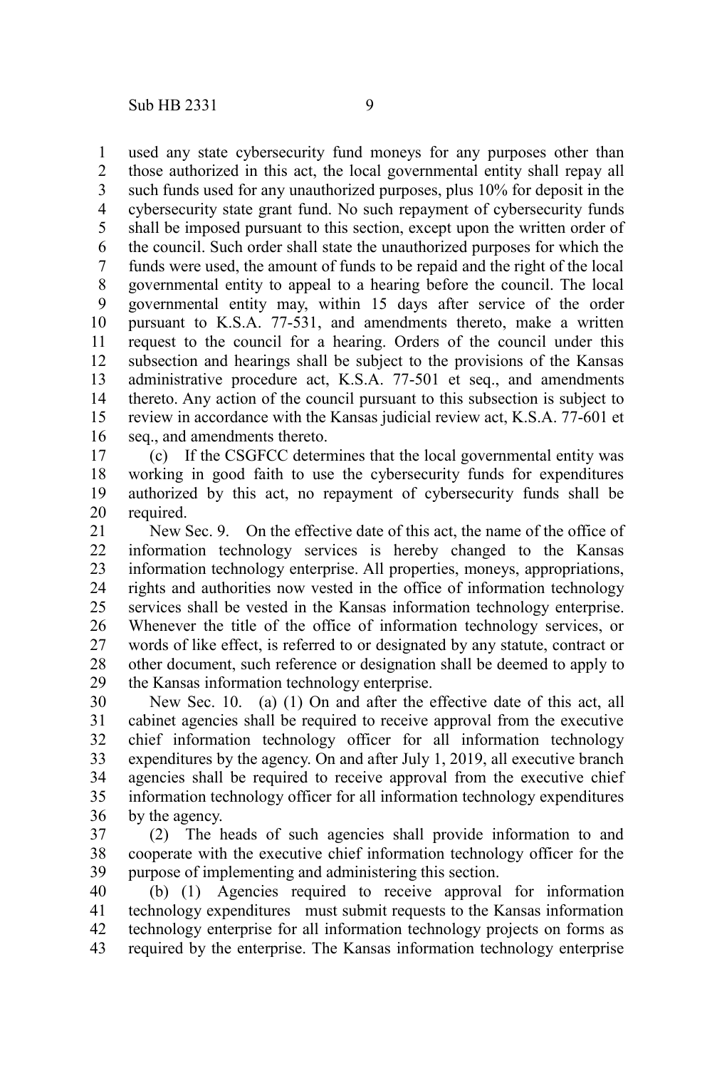used any state cybersecurity fund moneys for any purposes other than those authorized in this act, the local governmental entity shall repay all such funds used for any unauthorized purposes, plus 10% for deposit in the cybersecurity state grant fund. No such repayment of cybersecurity funds shall be imposed pursuant to this section, except upon the written order of the council. Such order shall state the unauthorized purposes for which the funds were used, the amount of funds to be repaid and the right of the local governmental entity to appeal to a hearing before the council. The local governmental entity may, within 15 days after service of the order pursuant to K.S.A. 77-531, and amendments thereto, make a written request to the council for a hearing. Orders of the council under this subsection and hearings shall be subject to the provisions of the Kansas administrative procedure act, K.S.A. 77-501 et seq., and amendments thereto. Any action of the council pursuant to this subsection is subject to review in accordance with the Kansas judicial review act, K.S.A. 77-601 et seq., and amendments thereto.

(c) If the CSGFCC determines that the local governmental entity was working in good faith to use the cybersecurity funds for expenditures authorized by this act, no repayment of cybersecurity funds shall be required.

New Sec. 9. On the effective date of this act, the name of the office of information technology services is hereby changed to the Kansas information technology enterprise. All properties, moneys, appropriations, rights and authorities now vested in the office of information technology services shall be vested in the Kansas information technology enterprise. Whenever the title of the office of information technology services, or words of like effect, is referred to or designated by any statute, contract or other document, such reference or designation shall be deemed to apply to the Kansas information technology enterprise.

New Sec. 10. (a) (1) On and after the effective date of this act, all cabinet agencies shall be required to receive approval from the executive chief information technology officer for all information technology expenditures by the agency. On and after July 1, 2019, all executive branch agencies shall be required to receive approval from the executive chief information technology officer for all information technology expenditures by the agency.

(2) The heads of such agencies shall provide information to and cooperate with the executive chief information technology officer for the purpose of implementing and administering this section.

(b) (1) Agencies required to receive approval for information technology expenditures must submit requests to the Kansas information technology enterprise for all information technology projects on forms as required by the enterprise. The Kansas information technology enterprise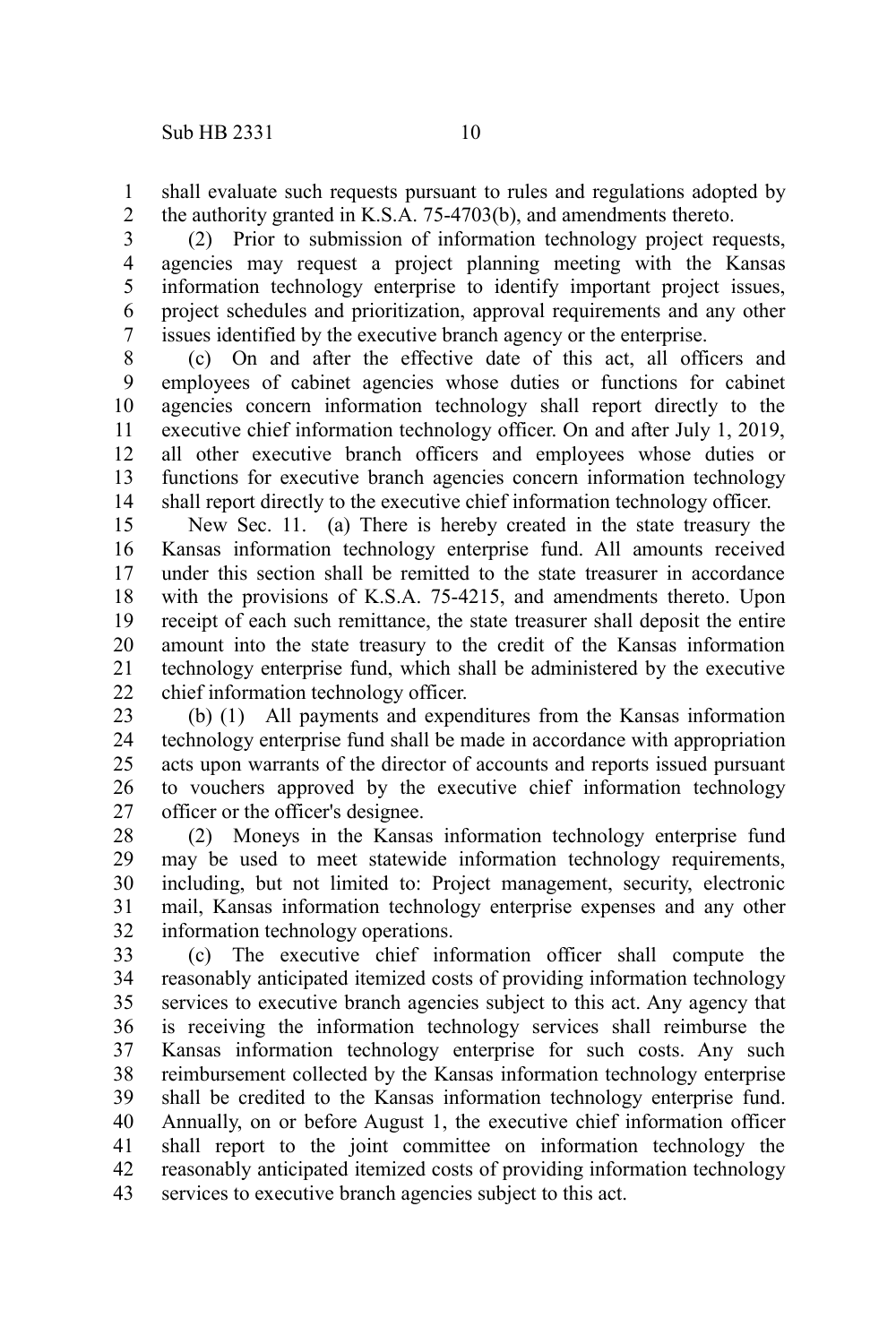shall evaluate such requests pursuant to rules and regulations adopted by the authority granted in K.S.A. 75-4703(b), and amendments thereto.

(2) Prior to submission of information technology project requests, agencies may request a project planning meeting with the Kansas information technology enterprise to identify important project issues, project schedules and prioritization, approval requirements and any other issues identified by the executive branch agency or the enterprise.

(c) On and after the effective date of this act, all officers and employees of cabinet agencies whose duties or functions for cabinet agencies concern information technology shall report directly to the executive chief information technology officer. On and after July 1, 2019, all other executive branch officers and employees whose duties or functions for executive branch agencies concern information technology shall report directly to the executive chief information technology officer.

New Sec. 11. (a) There is hereby created in the state treasury the Kansas information technology enterprise fund. All amounts received under this section shall be remitted to the state treasurer in accordance with the provisions of K.S.A. 75-4215, and amendments thereto. Upon receipt of each such remittance, the state treasurer shall deposit the entire amount into the state treasury to the credit of the Kansas information technology enterprise fund, which shall be administered by the executive chief information technology officer.

(b) (1) All payments and expenditures from the Kansas information technology enterprise fund shall be made in accordance with appropriation acts upon warrants of the director of accounts and reports issued pursuant to vouchers approved by the executive chief information technology officer or the officer's designee.

(2) Moneys in the Kansas information technology enterprise fund may be used to meet statewide information technology requirements, including, but not limited to: Project management, security, electronic mail, Kansas information technology enterprise expenses and any other information technology operations.

(c) The executive chief information officer shall compute the reasonably anticipated itemized costs of providing information technology services to executive branch agencies subject to this act. Any agency that is receiving the information technology services shall reimburse the Kansas information technology enterprise for such costs. Any such reimbursement collected by the Kansas information technology enterprise shall be credited to the Kansas information technology enterprise fund. Annually, on or before August 1, the executive chief information officer shall report to the joint committee on information technology the reasonably anticipated itemized costs of providing information technology services to executive branch agencies subject to this act.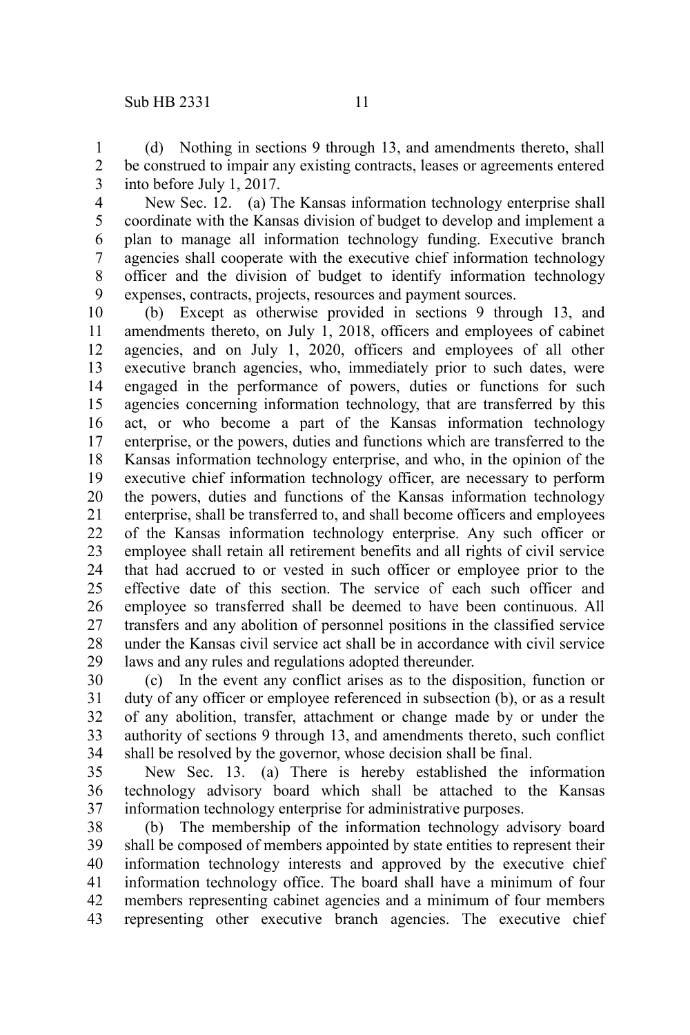(d) Nothing in sections 9 through 13, and amendments thereto, shall be construed to impair any existing contracts, leases or agreements entered into before July 1, 2017.

New Sec. 12. (a) The Kansas information technology enterprise shall coordinate with the Kansas division of budget to develop and implement a plan to manage all information technology funding. Executive branch agencies shall cooperate with the executive chief information technology officer and the division of budget to identify information technology expenses, contracts, projects, resources and payment sources.

(b) Except as otherwise provided in sections 9 through 13, and amendments thereto, on July 1, 2018, officers and employees of cabinet agencies, and on July 1, 2020, officers and employees of all other executive branch agencies, who, immediately prior to such dates, were engaged in the performance of powers, duties or functions for such agencies concerning information technology, that are transferred by this act, or who become a part of the Kansas information technology enterprise, or the powers, duties and functions which are transferred to the Kansas information technology enterprise, and who, in the opinion of the executive chief information technology officer, are necessary to perform the powers, duties and functions of the Kansas information technology enterprise, shall be transferred to, and shall become officers and employees of the Kansas information technology enterprise. Any such officer or employee shall retain all retirement benefits and all rights of civil service that had accrued to or vested in such officer or employee prior to the effective date of this section. The service of each such officer and employee so transferred shall be deemed to have been continuous. All transfers and any abolition of personnel positions in the classified service under the Kansas civil service act shall be in accordance with civil service laws and any rules and regulations adopted thereunder.

(c) In the event any conflict arises as to the disposition, function or duty of any officer or employee referenced in subsection (b), or as a result of any abolition, transfer, attachment or change made by or under the authority of sections 9 through 13, and amendments thereto, such conflict shall be resolved by the governor, whose decision shall be final.

New Sec. 13. (a) There is hereby established the information technology advisory board which shall be attached to the Kansas information technology enterprise for administrative purposes.

(b) The membership of the information technology advisory board shall be composed of members appointed by state entities to represent their information technology interests and approved by the executive chief information technology office. The board shall have a minimum of four members representing cabinet agencies and a minimum of four members representing other executive branch agencies. The executive chief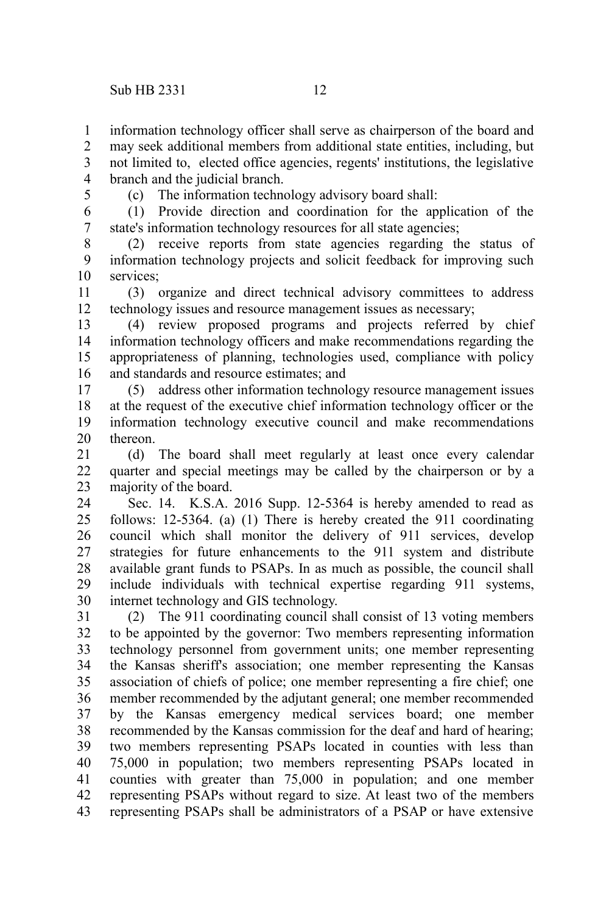information technology officer shall serve as chairperson of the board and may seek additional members from additional state entities, including, but not limited to, elected office agencies, regents' institutions, the legislative branch and the judicial branch.

(c) The information technology advisory board shall:

(1) Provide direction and coordination for the application of the state's information technology resources for all state agencies;

(2) receive reports from state agencies regarding the status of information technology projects and solicit feedback for improving such services;

(3) organize and direct technical advisory committees to address technology issues and resource management issues as necessary;

(4) review proposed programs and projects referred by chief information technology officers and make recommendations regarding the appropriateness of planning, technologies used, compliance with policy and standards and resource estimates; and

(5) address other information technology resource management issues at the request of the executive chief information technology officer or the information technology executive council and make recommendations thereon.

(d) The board shall meet regularly at least once every calendar quarter and special meetings may be called by the chairperson or by a majority of the board.

Sec. 14. K.S.A. 2016 Supp. 12-5364 is hereby amended to read as follows: 12-5364. (a) (1) There is hereby created the 911 coordinating council which shall monitor the delivery of 911 services, develop strategies for future enhancements to the 911 system and distribute available grant funds to PSAPs. In as much as possible, the council shall include individuals with technical expertise regarding 911 systems, internet technology and GIS technology.

(2) The 911 coordinating council shall consist of 13 voting members to be appointed by the governor: Two members representing information technology personnel from government units; one member representing the Kansas sheriff's association; one member representing the Kansas association of chiefs of police; one member representing a fire chief; one member recommended by the adjutant general; one member recommended by the Kansas emergency medical services board; one member recommended by the Kansas commission for the deaf and hard of hearing; two members representing PSAPs located in counties with less than 75,000 in population; two members representing PSAPs located in counties with greater than 75,000 in population; and one member representing PSAPs without regard to size. At least two of the members representing PSAPs shall be administrators of a PSAP or have extensive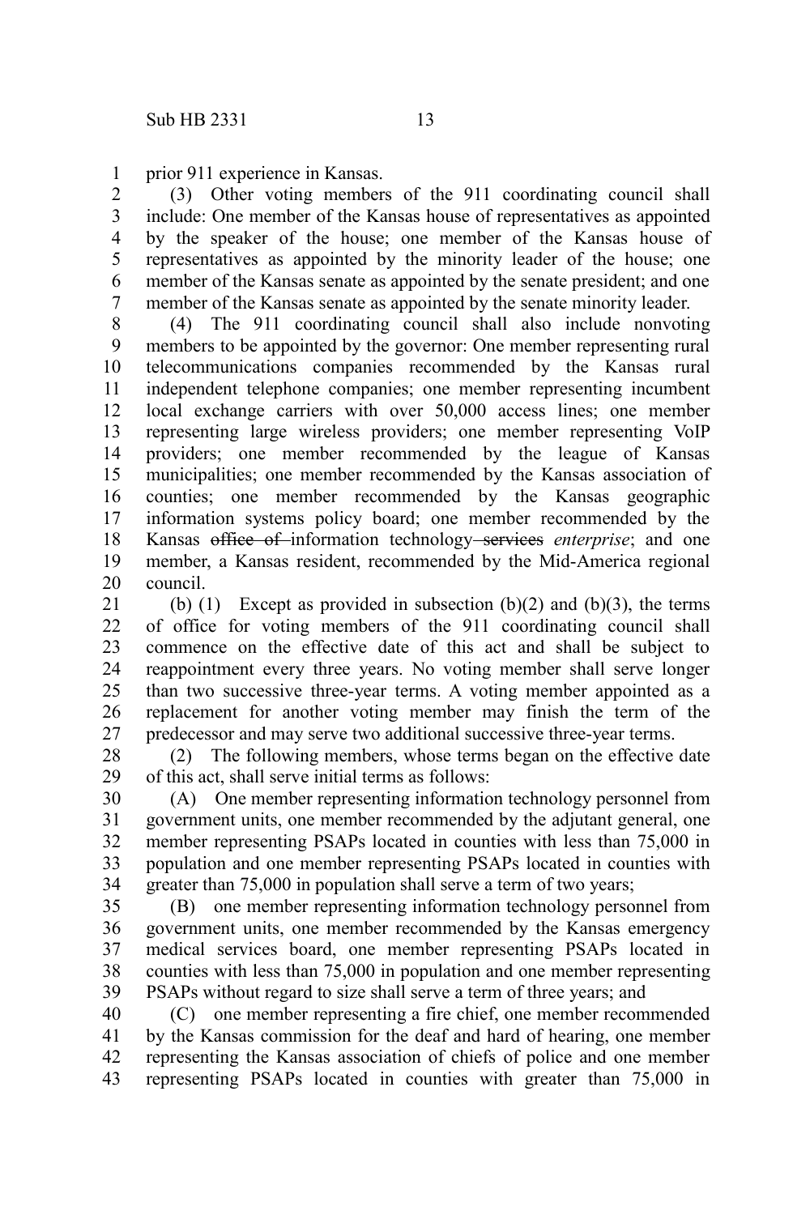prior 911 experience in Kansas.

(3) Other voting members of the 911 coordinating council shall include: One member of the Kansas house of representatives as appointed by the speaker of the house; one member of the Kansas house of representatives as appointed by the minority leader of the house; one member of the Kansas senate as appointed by the senate president; and one member of the Kansas senate as appointed by the senate minority leader.

(4) The 911 coordinating council shall also include nonvoting members to be appointed by the governor: One member representing rural telecommunications companies recommended by the Kansas rural independent telephone companies; one member representing incumbent local exchange carriers with over 50,000 access lines; one member representing large wireless providers; one member representing VoIP providers; one member recommended by the league of Kansas municipalities; one member recommended by the Kansas association of counties; one member recommended by the Kansas geographic information systems policy board; one member recommended by the Kansas ~~office of~~ information technology ~~services~~ *enterprise*; and one member, a Kansas resident, recommended by the Mid-America regional council.

(b) (1) Except as provided in subsection (b)(2) and (b)(3), the terms of office for voting members of the 911 coordinating council shall commence on the effective date of this act and shall be subject to reappointment every three years. No voting member shall serve longer than two successive three-year terms. A voting member appointed as a replacement for another voting member may finish the term of the predecessor and may serve two additional successive three-year terms.

(2) The following members, whose terms began on the effective date of this act, shall serve initial terms as follows:

(A) One member representing information technology personnel from government units, one member recommended by the adjutant general, one member representing PSAPs located in counties with less than 75,000 in population and one member representing PSAPs located in counties with greater than 75,000 in population shall serve a term of two years;

(B) one member representing information technology personnel from government units, one member recommended by the Kansas emergency medical services board, one member representing PSAPs located in counties with less than 75,000 in population and one member representing PSAPs without regard to size shall serve a term of three years; and

(C) one member representing a fire chief, one member recommended by the Kansas commission for the deaf and hard of hearing, one member representing the Kansas association of chiefs of police and one member representing PSAPs located in counties with greater than 75,000 in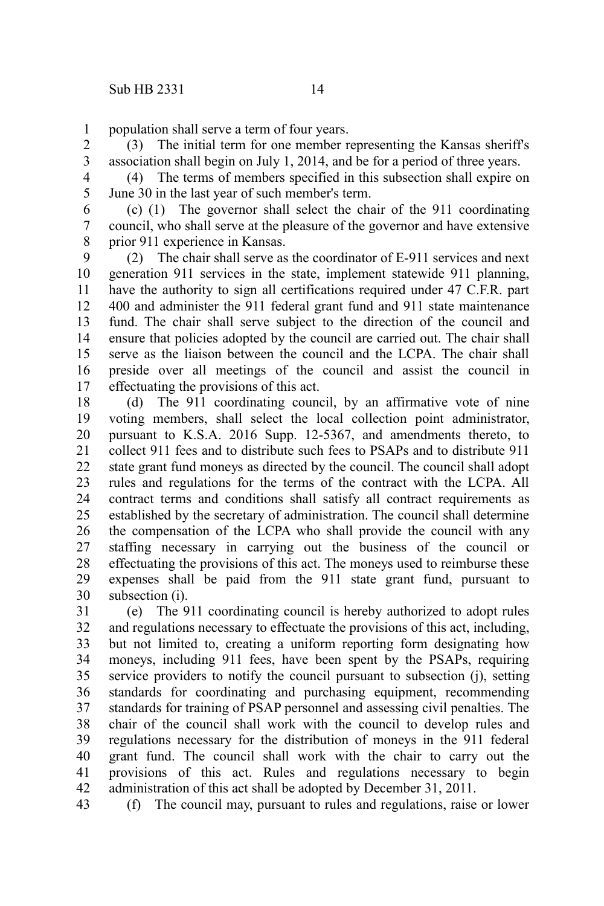population shall serve a term of four years.

(3) The initial term for one member representing the Kansas sheriff's association shall begin on July 1, 2014, and be for a period of three years.

(4) The terms of members specified in this subsection shall expire on June 30 in the last year of such member's term.

(c) (1) The governor shall select the chair of the 911 coordinating council, who shall serve at the pleasure of the governor and have extensive prior 911 experience in Kansas.

(2) The chair shall serve as the coordinator of E-911 services and next generation 911 services in the state, implement statewide 911 planning, have the authority to sign all certifications required under 47 C.F.R. part 400 and administer the 911 federal grant fund and 911 state maintenance fund. The chair shall serve subject to the direction of the council and ensure that policies adopted by the council are carried out. The chair shall serve as the liaison between the council and the LCPA. The chair shall preside over all meetings of the council and assist the council in effectuating the provisions of this act.

(d) The 911 coordinating council, by an affirmative vote of nine voting members, shall select the local collection point administrator, pursuant to K.S.A. 2016 Supp. 12-5367, and amendments thereto, to collect 911 fees and to distribute such fees to PSAPs and to distribute 911 state grant fund moneys as directed by the council. The council shall adopt rules and regulations for the terms of the contract with the LCPA. All contract terms and conditions shall satisfy all contract requirements as established by the secretary of administration. The council shall determine the compensation of the LCPA who shall provide the council with any staffing necessary in carrying out the business of the council or effectuating the provisions of this act. The moneys used to reimburse these expenses shall be paid from the 911 state grant fund, pursuant to subsection (i).

(e) The 911 coordinating council is hereby authorized to adopt rules and regulations necessary to effectuate the provisions of this act, including, but not limited to, creating a uniform reporting form designating how moneys, including 911 fees, have been spent by the PSAPs, requiring service providers to notify the council pursuant to subsection (j), setting standards for coordinating and purchasing equipment, recommending standards for training of PSAP personnel and assessing civil penalties. The chair of the council shall work with the council to develop rules and regulations necessary for the distribution of moneys in the 911 federal grant fund. The council shall work with the chair to carry out the provisions of this act. Rules and regulations necessary to begin administration of this act shall be adopted by December 31, 2011.

(f) The council may, pursuant to rules and regulations, raise or lower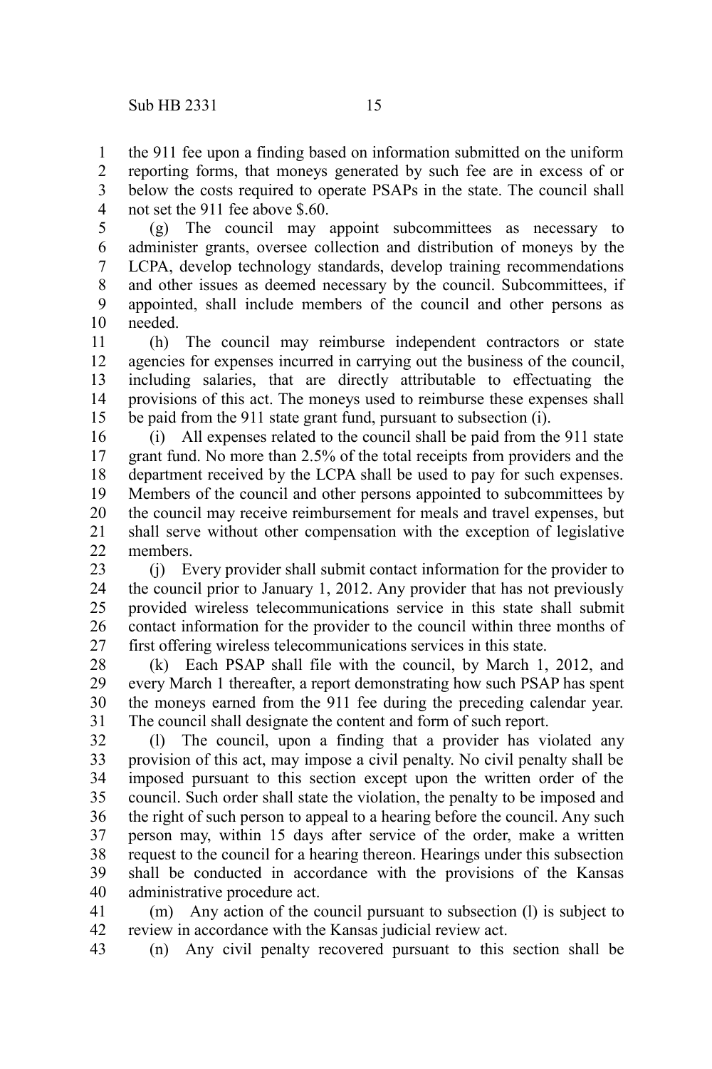the 911 fee upon a finding based on information submitted on the uniform reporting forms, that moneys generated by such fee are in excess of or below the costs required to operate PSAPs in the state. The council shall not set the 911 fee above $.60.

(g) The council may appoint subcommittees as necessary to administer grants, oversee collection and distribution of moneys by the LCPA, develop technology standards, develop training recommendations and other issues as deemed necessary by the council. Subcommittees, if appointed, shall include members of the council and other persons as needed.

(h) The council may reimburse independent contractors or state agencies for expenses incurred in carrying out the business of the council, including salaries, that are directly attributable to effectuating the provisions of this act. The moneys used to reimburse these expenses shall be paid from the 911 state grant fund, pursuant to subsection (i).

(i) All expenses related to the council shall be paid from the 911 state grant fund. No more than 2.5% of the total receipts from providers and the department received by the LCPA shall be used to pay for such expenses. Members of the council and other persons appointed to subcommittees by the council may receive reimbursement for meals and travel expenses, but shall serve without other compensation with the exception of legislative members.

(j) Every provider shall submit contact information for the provider to the council prior to January 1, 2012. Any provider that has not previously provided wireless telecommunications service in this state shall submit contact information for the provider to the council within three months of first offering wireless telecommunications services in this state.

(k) Each PSAP shall file with the council, by March 1, 2012, and every March 1 thereafter, a report demonstrating how such PSAP has spent the moneys earned from the 911 fee during the preceding calendar year. The council shall designate the content and form of such report.

(l) The council, upon a finding that a provider has violated any provision of this act, may impose a civil penalty. No civil penalty shall be imposed pursuant to this section except upon the written order of the council. Such order shall state the violation, the penalty to be imposed and the right of such person to appeal to a hearing before the council. Any such person may, within 15 days after service of the order, make a written request to the council for a hearing thereon. Hearings under this subsection shall be conducted in accordance with the provisions of the Kansas administrative procedure act.

(m) Any action of the council pursuant to subsection (l) is subject to review in accordance with the Kansas judicial review act.

(n) Any civil penalty recovered pursuant to this section shall be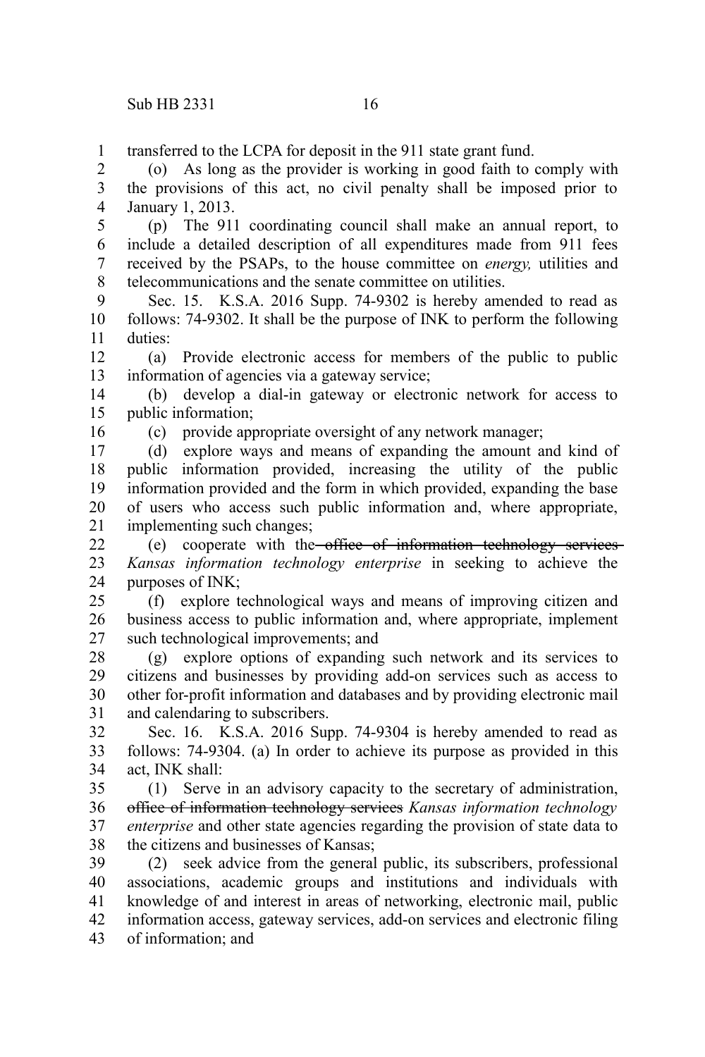transferred to the LCPA for deposit in the 911 state grant fund.

(o) As long as the provider is working in good faith to comply with the provisions of this act, no civil penalty shall be imposed prior to January 1, 2013.

(p) The 911 coordinating council shall make an annual report, to include a detailed description of all expenditures made from 911 fees received by the PSAPs, to the house committee on *energy,* utilities and telecommunications and the senate committee on utilities.

Sec. 15. K.S.A. 2016 Supp. 74-9302 is hereby amended to read as follows: 74-9302. It shall be the purpose of INK to perform the following duties:

(a) Provide electronic access for members of the public to public information of agencies via a gateway service;

(b) develop a dial-in gateway or electronic network for access to public information;

(c) provide appropriate oversight of any network manager;

(d) explore ways and means of expanding the amount and kind of public information provided, increasing the utility of the public information provided and the form in which provided, expanding the base of users who access such public information and, where appropriate, implementing such changes;

(e) cooperate with the ~~office of information technology services~~ *Kansas information technology enterprise* in seeking to achieve the purposes of INK;

(f) explore technological ways and means of improving citizen and business access to public information and, where appropriate, implement such technological improvements; and

(g) explore options of expanding such network and its services to citizens and businesses by providing add-on services such as access to other for-profit information and databases and by providing electronic mail and calendaring to subscribers.

Sec. 16. K.S.A. 2016 Supp. 74-9304 is hereby amended to read as follows: 74-9304. (a) In order to achieve its purpose as provided in this act, INK shall:

(1) Serve in an advisory capacity to the secretary of administration, ~~office of information technology services~~ *Kansas information technology enterprise* and other state agencies regarding the provision of state data to the citizens and businesses of Kansas;

(2) seek advice from the general public, its subscribers, professional associations, academic groups and institutions and individuals with knowledge of and interest in areas of networking, electronic mail, public information access, gateway services, add-on services and electronic filing of information; and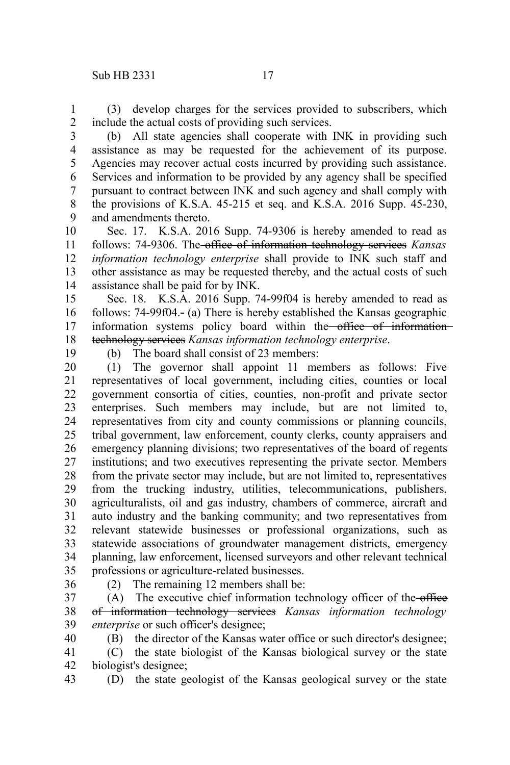(3) develop charges for the services provided to subscribers, which include the actual costs of providing such services.

(b) All state agencies shall cooperate with INK in providing such assistance as may be requested for the achievement of its purpose. Agencies may recover actual costs incurred by providing such assistance. Services and information to be provided by any agency shall be specified pursuant to contract between INK and such agency and shall comply with the provisions of K.S.A. 45-215 et seq. and K.S.A. 2016 Supp. 45-230, and amendments thereto.

Sec. 17. K.S.A. 2016 Supp. 74-9306 is hereby amended to read as follows: 74-9306. The ~~office of information technology services~~ *Kansas information technology enterprise* shall provide to INK such staff and other assistance as may be requested thereby, and the actual costs of such assistance shall be paid for by INK.

Sec. 18. K.S.A. 2016 Supp. 74-99f04 is hereby amended to read as follows: 74-99f04. (a) There is hereby established the Kansas geographic information systems policy board within the ~~office of information technology services~~ *Kansas information technology enterprise*.

(b) The board shall consist of 23 members:

(1) The governor shall appoint 11 members as follows: Five representatives of local government, including cities, counties or local government consortia of cities, counties, non-profit and private sector enterprises. Such members may include, but are not limited to, representatives from city and county commissions or planning councils, tribal government, law enforcement, county clerks, county appraisers and emergency planning divisions; two representatives of the board of regents institutions; and two executives representing the private sector. Members from the private sector may include, but are not limited to, representatives from the trucking industry, utilities, telecommunications, publishers, agriculturalists, oil and gas industry, chambers of commerce, aircraft and auto industry and the banking community; and two representatives from relevant statewide businesses or professional organizations, such as statewide associations of groundwater management districts, emergency planning, law enforcement, licensed surveyors and other relevant technical professions or agriculture-related businesses.

(2) The remaining 12 members shall be:

(A) The executive chief information technology officer of the ~~office of information technology services~~ *Kansas information technology enterprise* or such officer's designee;

(B) the director of the Kansas water office or such director's designee;

(C) the state biologist of the Kansas biological survey or the state biologist's designee;

(D) the state geologist of the Kansas geological survey or the state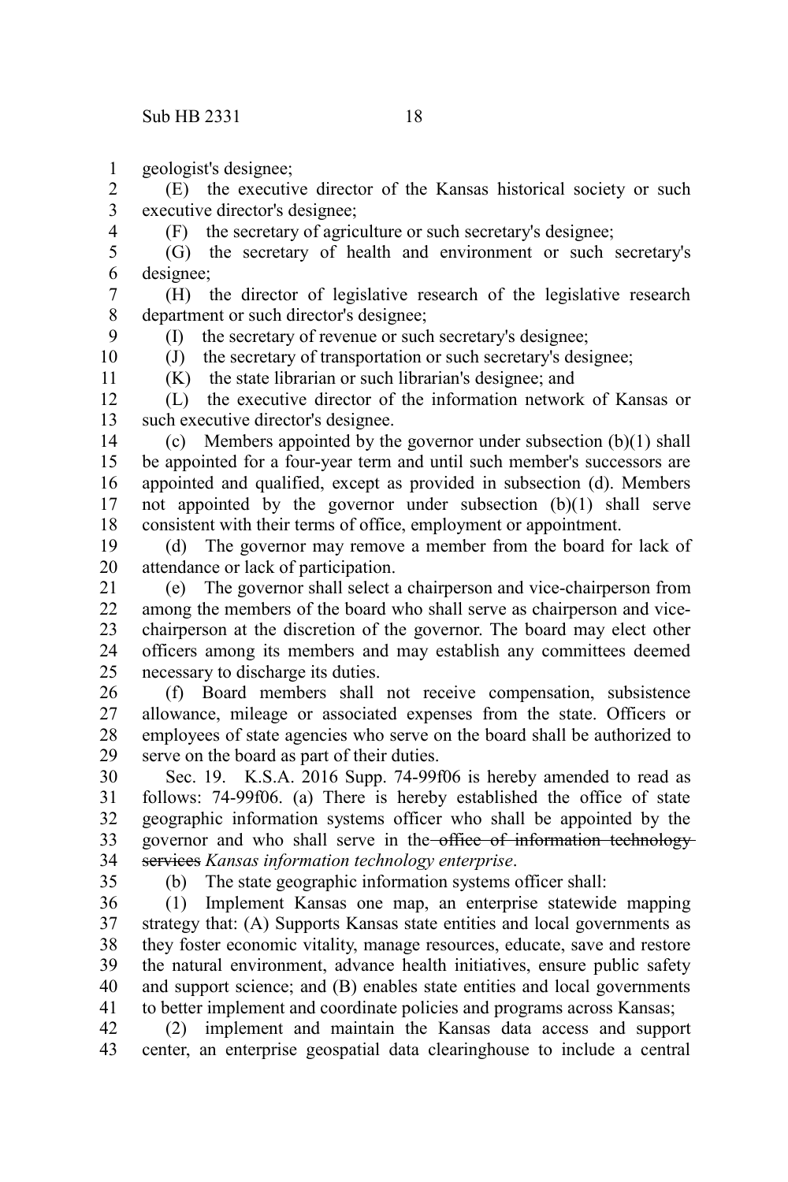geologist's designee;

(E) the executive director of the Kansas historical society or such executive director's designee;

(F) the secretary of agriculture or such secretary's designee;

(G) the secretary of health and environment or such secretary's designee;

(H) the director of legislative research of the legislative research department or such director's designee;

(I) the secretary of revenue or such secretary's designee;

(J) the secretary of transportation or such secretary's designee;

(K) the state librarian or such librarian's designee; and

(L) the executive director of the information network of Kansas or such executive director's designee.

(c) Members appointed by the governor under subsection (b)(1) shall be appointed for a four-year term and until such member's successors are appointed and qualified, except as provided in subsection (d). Members not appointed by the governor under subsection (b)(1) shall serve consistent with their terms of office, employment or appointment.

(d) The governor may remove a member from the board for lack of attendance or lack of participation.

(e) The governor shall select a chairperson and vice-chairperson from among the members of the board who shall serve as chairperson and vice-chairperson at the discretion of the governor. The board may elect other officers among its members and may establish any committees deemed necessary to discharge its duties.

(f) Board members shall not receive compensation, subsistence allowance, mileage or associated expenses from the state. Officers or employees of state agencies who serve on the board shall be authorized to serve on the board as part of their duties.

Sec. 19. K.S.A. 2016 Supp. 74-99f06 is hereby amended to read as follows: 74-99f06. (a) There is hereby established the office of state geographic information systems officer who shall be appointed by the governor and who shall serve in the ~~office of information technology services~~ *Kansas information technology enterprise*.

(b) The state geographic information systems officer shall:

(1) Implement Kansas one map, an enterprise statewide mapping strategy that: (A) Supports Kansas state entities and local governments as they foster economic vitality, manage resources, educate, save and restore the natural environment, advance health initiatives, ensure public safety and support science; and (B) enables state entities and local governments to better implement and coordinate policies and programs across Kansas;

(2) implement and maintain the Kansas data access and support center, an enterprise geospatial data clearinghouse to include a central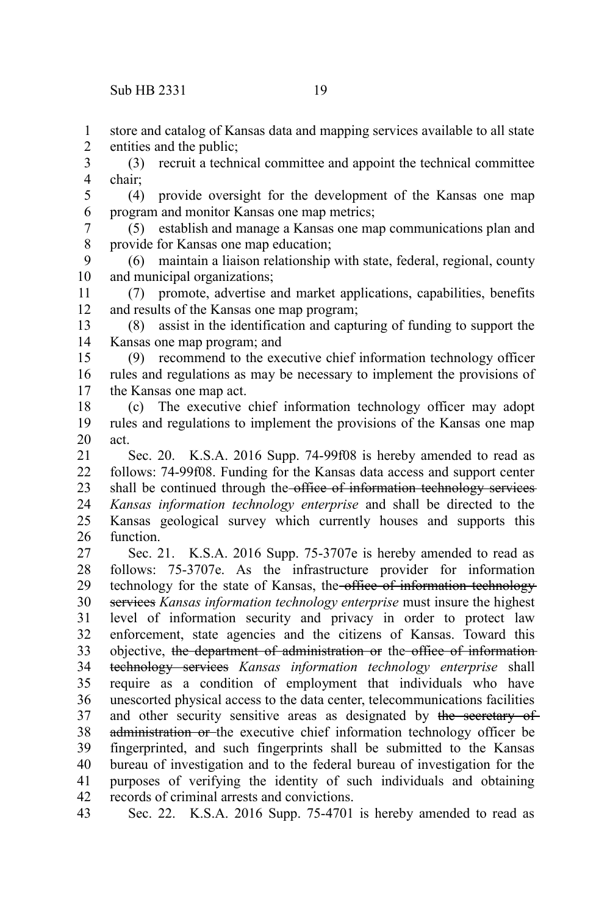store and catalog of Kansas data and mapping services available to all state entities and the public;

(3) recruit a technical committee and appoint the technical committee chair;

(4) provide oversight for the development of the Kansas one map program and monitor Kansas one map metrics;

(5) establish and manage a Kansas one map communications plan and provide for Kansas one map education;

(6) maintain a liaison relationship with state, federal, regional, county and municipal organizations;

(7) promote, advertise and market applications, capabilities, benefits and results of the Kansas one map program;

(8) assist in the identification and capturing of funding to support the Kansas one map program; and

(9) recommend to the executive chief information technology officer rules and regulations as may be necessary to implement the provisions of the Kansas one map act.

(c) The executive chief information technology officer may adopt rules and regulations to implement the provisions of the Kansas one map act.

Sec. 20. K.S.A. 2016 Supp. 74-99f08 is hereby amended to read as follows: 74-99f08. Funding for the Kansas data access and support center shall be continued through the ~~office of information technology services~~ *Kansas information technology enterprise* and shall be directed to the Kansas geological survey which currently houses and supports this function.

Sec. 21. K.S.A. 2016 Supp. 75-3707e is hereby amended to read as follows: 75-3707e. As the infrastructure provider for information technology for the state of Kansas, the ~~office of information technology services~~ *Kansas information technology enterprise* must insure the highest level of information security and privacy in order to protect law enforcement, state agencies and the citizens of Kansas. Toward this objective, ~~the department of administration or~~ the ~~office of information technology services~~ *Kansas information technology enterprise* shall require as a condition of employment that individuals who have unescorted physical access to the data center, telecommunications facilities and other security sensitive areas as designated by ~~the secretary of administration or~~ the executive chief information technology officer be fingerprinted, and such fingerprints shall be submitted to the Kansas bureau of investigation and to the federal bureau of investigation for the purposes of verifying the identity of such individuals and obtaining records of criminal arrests and convictions.

Sec. 22. K.S.A. 2016 Supp. 75-4701 is hereby amended to read as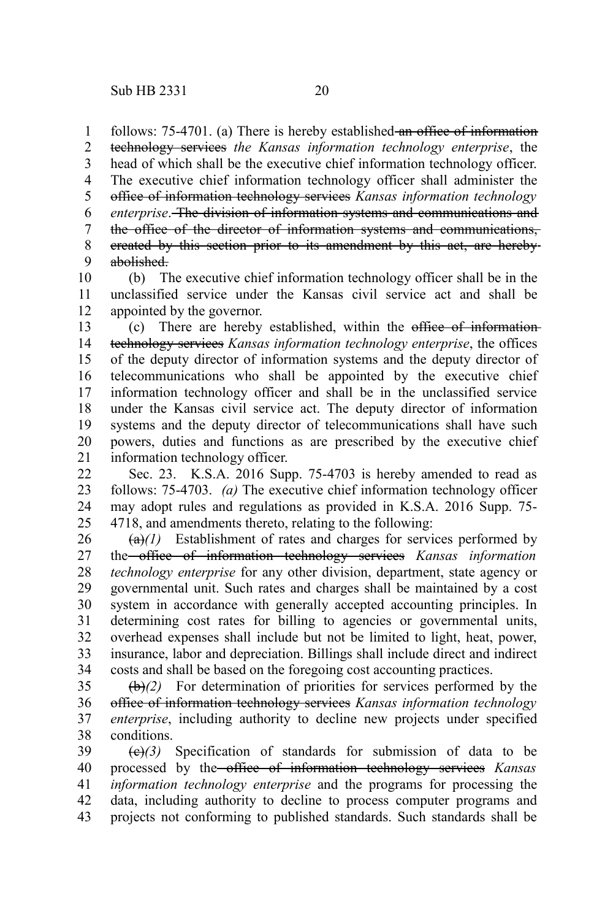follows: 75-4701. (a) There is hereby established ~~an office of information technology services~~ *the Kansas information technology enterprise*, the head of which shall be the executive chief information technology officer. The executive chief information technology officer shall administer the ~~office of information technology services~~ *Kansas information technology enterprise*. ~~The division of information systems and communications and the office of the director of information systems and communications, created by this section prior to its amendment by this act, are hereby abolished.~~

(b) The executive chief information technology officer shall be in the unclassified service under the Kansas civil service act and shall be appointed by the governor.

(c) There are hereby established, within the ~~office of information technology services~~ *Kansas information technology enterprise*, the offices of the deputy director of information systems and the deputy director of telecommunications who shall be appointed by the executive chief information technology officer and shall be in the unclassified service under the Kansas civil service act. The deputy director of information systems and the deputy director of telecommunications shall have such powers, duties and functions as are prescribed by the executive chief information technology officer.

Sec. 23. K.S.A. 2016 Supp. 75-4703 is hereby amended to read as follows: 75-4703. *(a)* The executive chief information technology officer may adopt rules and regulations as provided in K.S.A. 2016 Supp. 75-4718, and amendments thereto, relating to the following:

~~(a)~~*(1)* Establishment of rates and charges for services performed by the ~~office of information technology services~~ *Kansas information technology enterprise* for any other division, department, state agency or governmental unit. Such rates and charges shall be maintained by a cost system in accordance with generally accepted accounting principles. In determining cost rates for billing to agencies or governmental units, overhead expenses shall include but not be limited to light, heat, power, insurance, labor and depreciation. Billings shall include direct and indirect costs and shall be based on the foregoing cost accounting practices.

~~(b)~~*(2)* For determination of priorities for services performed by the ~~office of information technology services~~ *Kansas information technology enterprise*, including authority to decline new projects under specified conditions.

~~(c)~~*(3)* Specification of standards for submission of data to be processed by the ~~office of information technology services~~ *Kansas information technology enterprise* and the programs for processing the data, including authority to decline to process computer programs and projects not conforming to published standards. Such standards shall be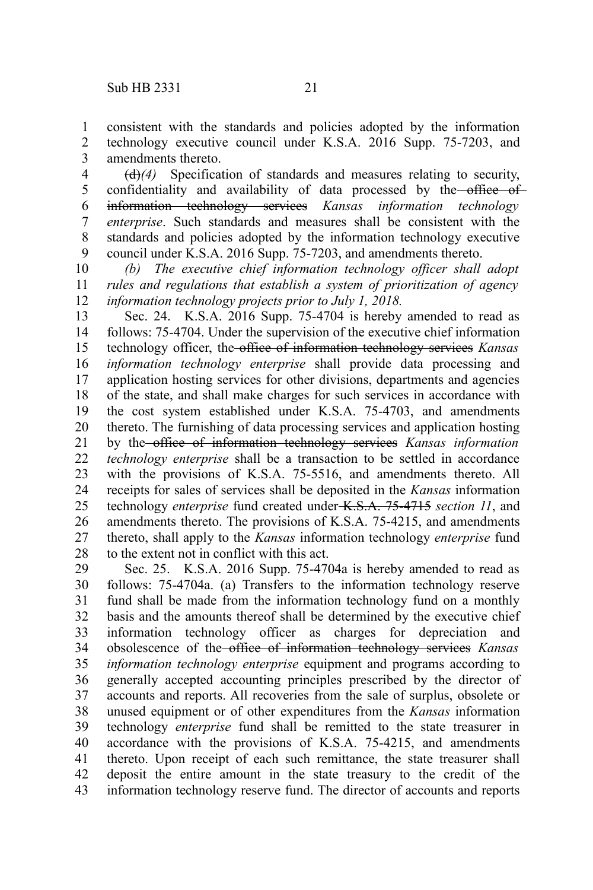consistent with the standards and policies adopted by the information technology executive council under K.S.A. 2016 Supp. 75-7203, and amendments thereto.

~~(d)~~*(4)* Specification of standards and measures relating to security, confidentiality and availability of data processed by the ~~office of information technology services~~ *Kansas information technology enterprise*. Such standards and measures shall be consistent with the standards and policies adopted by the information technology executive council under K.S.A. 2016 Supp. 75-7203, and amendments thereto.

*(b) The executive chief information technology officer shall adopt rules and regulations that establish a system of prioritization of agency information technology projects prior to July 1, 2018.*

Sec. 24. K.S.A. 2016 Supp. 75-4704 is hereby amended to read as follows: 75-4704. Under the supervision of the executive chief information technology officer, the ~~office of information technology services~~ *Kansas information technology enterprise* shall provide data processing and application hosting services for other divisions, departments and agencies of the state, and shall make charges for such services in accordance with the cost system established under K.S.A. 75-4703, and amendments thereto. The furnishing of data processing services and application hosting by the ~~office of information technology services~~ *Kansas information technology enterprise* shall be a transaction to be settled in accordance with the provisions of K.S.A. 75-5516, and amendments thereto. All receipts for sales of services shall be deposited in the *Kansas* information technology *enterprise* fund created under ~~K.S.A. 75-4715~~ *section 11*, and amendments thereto. The provisions of K.S.A. 75-4215, and amendments thereto, shall apply to the *Kansas* information technology *enterprise* fund to the extent not in conflict with this act.

Sec. 25. K.S.A. 2016 Supp. 75-4704a is hereby amended to read as follows: 75-4704a. (a) Transfers to the information technology reserve fund shall be made from the information technology fund on a monthly basis and the amounts thereof shall be determined by the executive chief information technology officer as charges for depreciation and obsolescence of the ~~office of information technology services~~ *Kansas information technology enterprise* equipment and programs according to generally accepted accounting principles prescribed by the director of accounts and reports. All recoveries from the sale of surplus, obsolete or unused equipment or of other expenditures from the *Kansas* information technology *enterprise* fund shall be remitted to the state treasurer in accordance with the provisions of K.S.A. 75-4215, and amendments thereto. Upon receipt of each such remittance, the state treasurer shall deposit the entire amount in the state treasury to the credit of the information technology reserve fund. The director of accounts and reports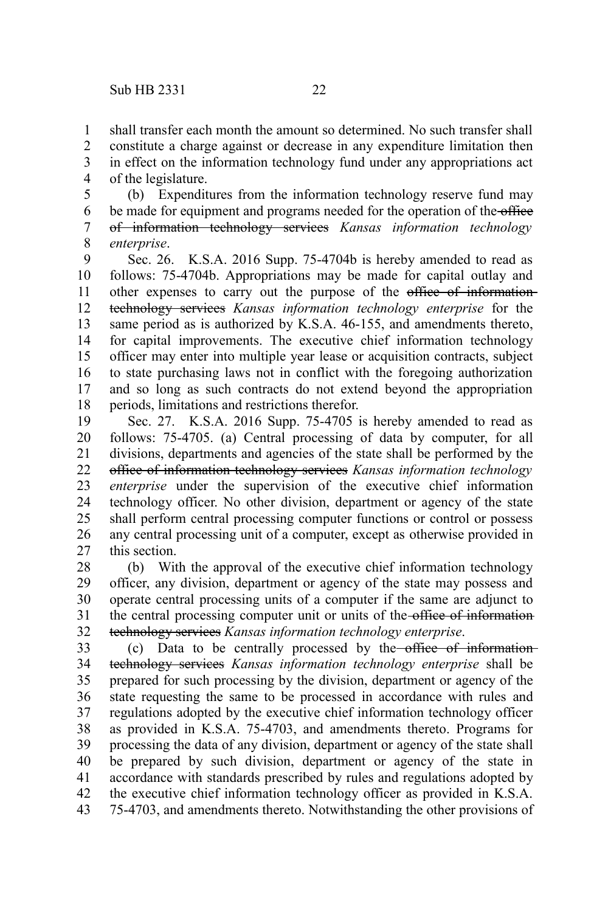shall transfer each month the amount so determined. No such transfer shall constitute a charge against or decrease in any expenditure limitation then in effect on the information technology fund under any appropriations act of the legislature.

(b) Expenditures from the information technology reserve fund may be made for equipment and programs needed for the operation of the ~~office of information technology services~~ *Kansas information technology enterprise*.

Sec. 26. K.S.A. 2016 Supp. 75-4704b is hereby amended to read as follows: 75-4704b. Appropriations may be made for capital outlay and other expenses to carry out the purpose of the ~~office of information technology services~~ *Kansas information technology enterprise* for the same period as is authorized by K.S.A. 46-155, and amendments thereto, for capital improvements. The executive chief information technology officer may enter into multiple year lease or acquisition contracts, subject to state purchasing laws not in conflict with the foregoing authorization and so long as such contracts do not extend beyond the appropriation periods, limitations and restrictions therefor.

Sec. 27. K.S.A. 2016 Supp. 75-4705 is hereby amended to read as follows: 75-4705. (a) Central processing of data by computer, for all divisions, departments and agencies of the state shall be performed by the ~~office of information technology services~~ *Kansas information technology enterprise* under the supervision of the executive chief information technology officer. No other division, department or agency of the state shall perform central processing computer functions or control or possess any central processing unit of a computer, except as otherwise provided in this section.

(b) With the approval of the executive chief information technology officer, any division, department or agency of the state may possess and operate central processing units of a computer if the same are adjunct to the central processing computer unit or units of the ~~office of information technology services~~ *Kansas information technology enterprise*.

(c) Data to be centrally processed by the ~~office of information technology services~~ *Kansas information technology enterprise* shall be prepared for such processing by the division, department or agency of the state requesting the same to be processed in accordance with rules and regulations adopted by the executive chief information technology officer as provided in K.S.A. 75-4703, and amendments thereto. Programs for processing the data of any division, department or agency of the state shall be prepared by such division, department or agency of the state in accordance with standards prescribed by rules and regulations adopted by the executive chief information technology officer as provided in K.S.A. 75-4703, and amendments thereto. Notwithstanding the other provisions of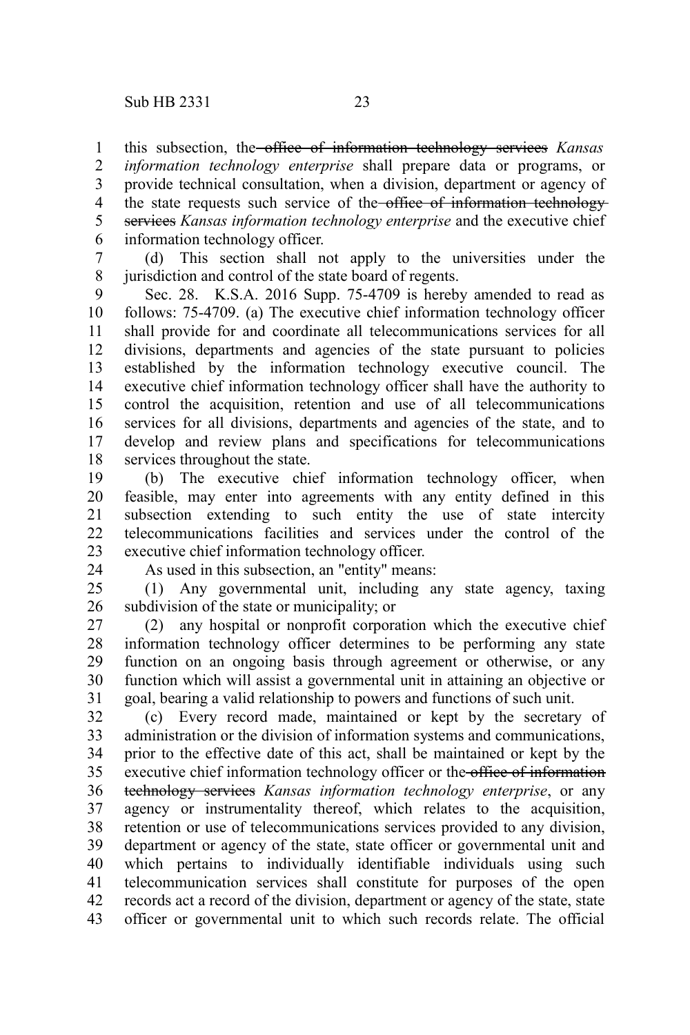this subsection, the ~~office of information technology services~~ *Kansas information technology enterprise* shall prepare data or programs, or provide technical consultation, when a division, department or agency of the state requests such service of the ~~office of information technology services~~ *Kansas information technology enterprise* and the executive chief information technology officer.

(d) This section shall not apply to the universities under the jurisdiction and control of the state board of regents.

Sec. 28. K.S.A. 2016 Supp. 75-4709 is hereby amended to read as follows: 75-4709. (a) The executive chief information technology officer shall provide for and coordinate all telecommunications services for all divisions, departments and agencies of the state pursuant to policies established by the information technology executive council. The executive chief information technology officer shall have the authority to control the acquisition, retention and use of all telecommunications services for all divisions, departments and agencies of the state, and to develop and review plans and specifications for telecommunications services throughout the state.

(b) The executive chief information technology officer, when feasible, may enter into agreements with any entity defined in this subsection extending to such entity the use of state intercity telecommunications facilities and services under the control of the executive chief information technology officer.

As used in this subsection, an "entity" means:

(1) Any governmental unit, including any state agency, taxing subdivision of the state or municipality; or

(2) any hospital or nonprofit corporation which the executive chief information technology officer determines to be performing any state function on an ongoing basis through agreement or otherwise, or any function which will assist a governmental unit in attaining an objective or goal, bearing a valid relationship to powers and functions of such unit.

(c) Every record made, maintained or kept by the secretary of administration or the division of information systems and communications, prior to the effective date of this act, shall be maintained or kept by the executive chief information technology officer or the ~~office of information technology services~~ *Kansas information technology enterprise*, or any agency or instrumentality thereof, which relates to the acquisition, retention or use of telecommunications services provided to any division, department or agency of the state, state officer or governmental unit and which pertains to individually identifiable individuals using such telecommunication services shall constitute for purposes of the open records act a record of the division, department or agency of the state, state officer or governmental unit to which such records relate. The official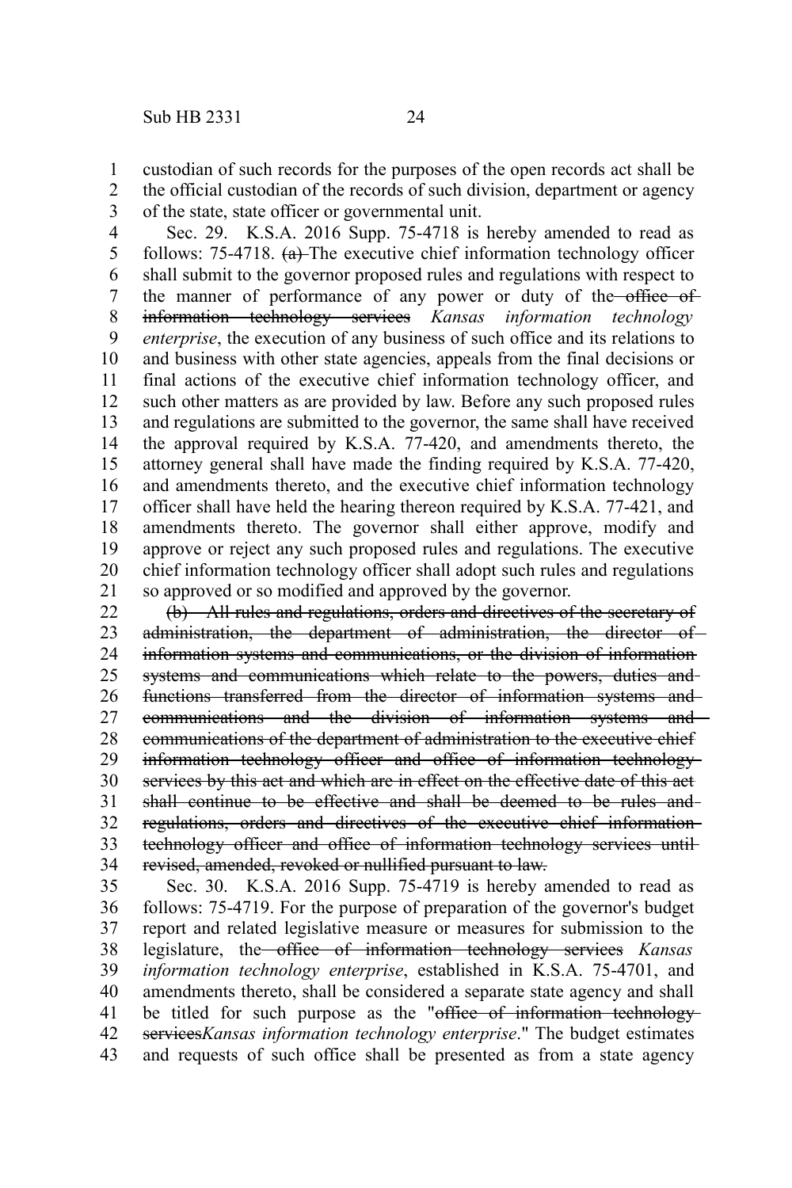custodian of such records for the purposes of the open records act shall be the official custodian of the records of such division, department or agency of the state, state officer or governmental unit.

Sec. 29. K.S.A. 2016 Supp. 75-4718 is hereby amended to read as follows: 75-4718. ~~(a)~~ The executive chief information technology officer shall submit to the governor proposed rules and regulations with respect to the manner of performance of any power or duty of the ~~office of information technology services~~ *Kansas information technology enterprise*, the execution of any business of such office and its relations to and business with other state agencies, appeals from the final decisions or final actions of the executive chief information technology officer, and such other matters as are provided by law. Before any such proposed rules and regulations are submitted to the governor, the same shall have received the approval required by K.S.A. 77-420, and amendments thereto, the attorney general shall have made the finding required by K.S.A. 77-420, and amendments thereto, and the executive chief information technology officer shall have held the hearing thereon required by K.S.A. 77-421, and amendments thereto. The governor shall either approve, modify and approve or reject any such proposed rules and regulations. The executive chief information technology officer shall adopt such rules and regulations so approved or so modified and approved by the governor.

~~(b) All rules and regulations, orders and directives of the secretary of administration, the department of administration, the director of information systems and communications, or the division of information systems and communications which relate to the powers, duties and functions transferred from the director of information systems and communications and the division of information systems and communications of the department of administration to the executive chief information technology officer and office of information technology services by this act and which are in effect on the effective date of this act shall continue to be effective and shall be deemed to be rules and regulations, orders and directives of the executive chief information technology officer and office of information technology services until revised, amended, revoked or nullified pursuant to law.~~

Sec. 30. K.S.A. 2016 Supp. 75-4719 is hereby amended to read as follows: 75-4719. For the purpose of preparation of the governor's budget report and related legislative measure or measures for submission to the legislature, the ~~office of information technology services~~ *Kansas information technology enterprise*, established in K.S.A. 75-4701, and amendments thereto, shall be considered a separate state agency and shall be titled for such purpose as the "~~office of information technology services~~*Kansas information technology enterprise*." The budget estimates and requests of such office shall be presented as from a state agency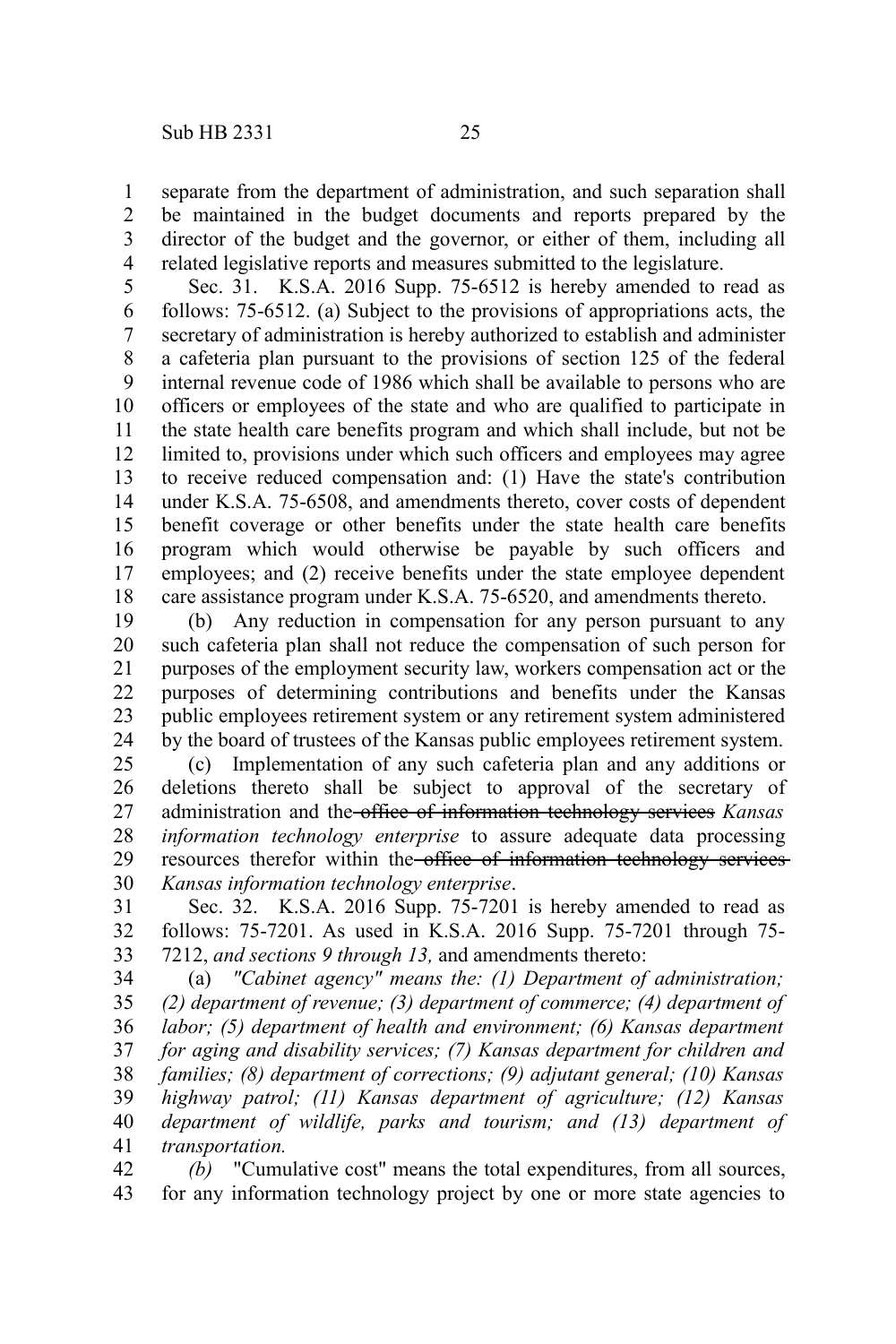separate from the department of administration, and such separation shall be maintained in the budget documents and reports prepared by the director of the budget and the governor, or either of them, including all related legislative reports and measures submitted to the legislature.

Sec. 31. K.S.A. 2016 Supp. 75-6512 is hereby amended to read as follows: 75-6512. (a) Subject to the provisions of appropriations acts, the secretary of administration is hereby authorized to establish and administer a cafeteria plan pursuant to the provisions of section 125 of the federal internal revenue code of 1986 which shall be available to persons who are officers or employees of the state and who are qualified to participate in the state health care benefits program and which shall include, but not be limited to, provisions under which such officers and employees may agree to receive reduced compensation and: (1) Have the state's contribution under K.S.A. 75-6508, and amendments thereto, cover costs of dependent benefit coverage or other benefits under the state health care benefits program which would otherwise be payable by such officers and employees; and (2) receive benefits under the state employee dependent care assistance program under K.S.A. 75-6520, and amendments thereto.

(b) Any reduction in compensation for any person pursuant to any such cafeteria plan shall not reduce the compensation of such person for purposes of the employment security law, workers compensation act or the purposes of determining contributions and benefits under the Kansas public employees retirement system or any retirement system administered by the board of trustees of the Kansas public employees retirement system.

(c) Implementation of any such cafeteria plan and any additions or deletions thereto shall be subject to approval of the secretary of administration and the ~~office of information technology services~~ *Kansas information technology enterprise* to assure adequate data processing resources therefor within the ~~office of information technology services~~ *Kansas information technology enterprise*.

Sec. 32. K.S.A. 2016 Supp. 75-7201 is hereby amended to read as follows: 75-7201. As used in K.S.A. 2016 Supp. 75-7201 through 75-7212, *and sections 9 through 13,* and amendments thereto:

(a) *"Cabinet agency" means the: (1) Department of administration; (2) department of revenue; (3) department of commerce; (4) department of labor; (5) department of health and environment; (6) Kansas department for aging and disability services; (7) Kansas department for children and families; (8) department of corrections; (9) adjutant general; (10) Kansas highway patrol; (11) Kansas department of agriculture; (12) Kansas department of wildlife, parks and tourism; and (13) department of transportation.*

*(b)* "Cumulative cost" means the total expenditures, from all sources, for any information technology project by one or more state agencies to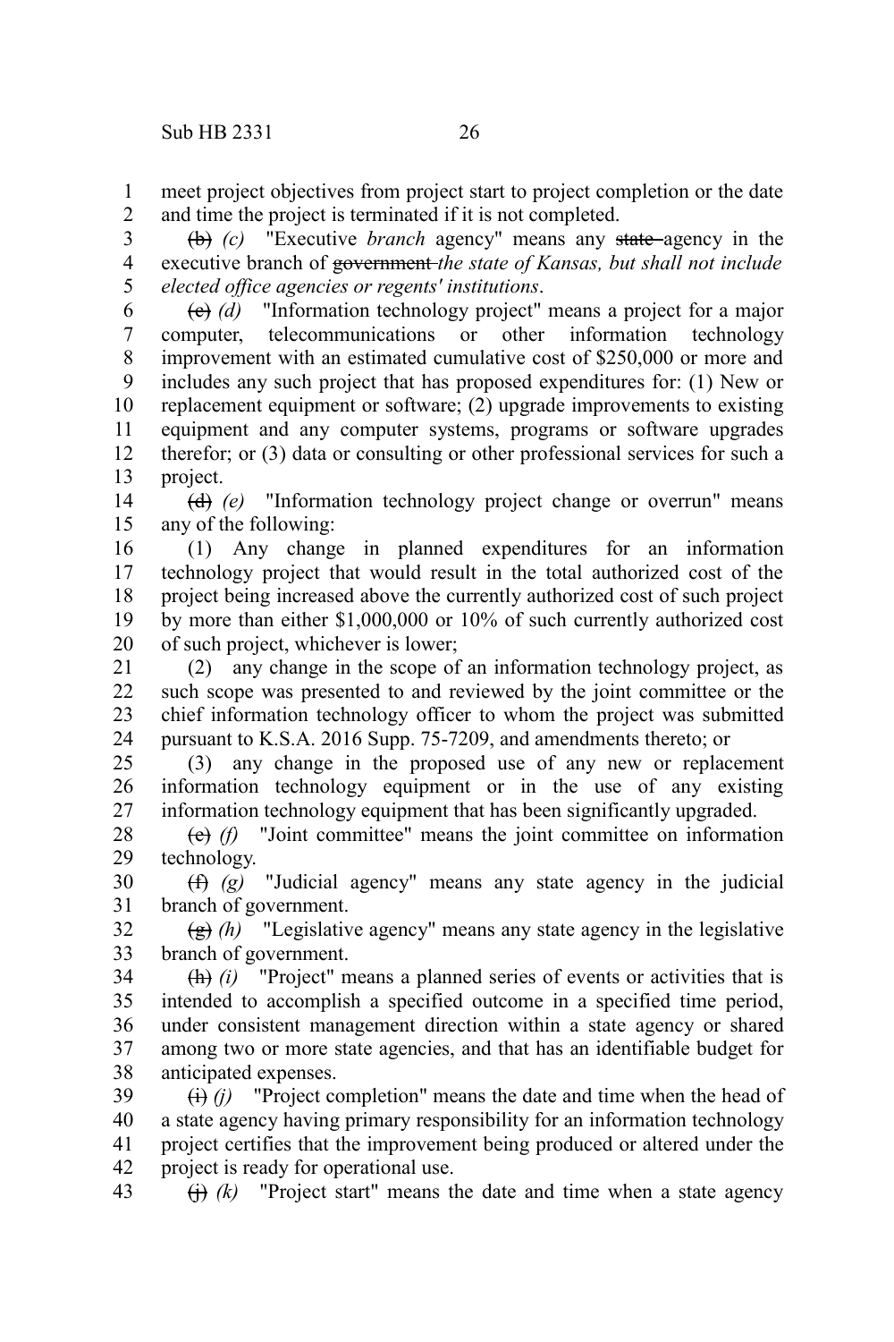meet project objectives from project start to project completion or the date and time the project is terminated if it is not completed.

~~(b)~~ *(c)* "Executive *branch* agency" means any ~~state~~ agency in the executive branch of ~~government~~ *the state of Kansas, but shall not include elected office agencies or regents' institutions*.

~~(c)~~ *(d)* "Information technology project" means a project for a major computer, telecommunications or other information technology improvement with an estimated cumulative cost of $250,000 or more and includes any such project that has proposed expenditures for: (1) New or replacement equipment or software; (2) upgrade improvements to existing equipment and any computer systems, programs or software upgrades therefor; or (3) data or consulting or other professional services for such a project.

~~(d)~~ *(e)* "Information technology project change or overrun" means any of the following:

(1) Any change in planned expenditures for an information technology project that would result in the total authorized cost of the project being increased above the currently authorized cost of such project by more than either $1,000,000 or 10% of such currently authorized cost of such project, whichever is lower;

(2) any change in the scope of an information technology project, as such scope was presented to and reviewed by the joint committee or the chief information technology officer to whom the project was submitted pursuant to K.S.A. 2016 Supp. 75-7209, and amendments thereto; or

(3) any change in the proposed use of any new or replacement information technology equipment or in the use of any existing information technology equipment that has been significantly upgraded.

~~(e)~~ *(f)* "Joint committee" means the joint committee on information technology.

~~(f)~~ *(g)* "Judicial agency" means any state agency in the judicial branch of government.

~~(g)~~ *(h)* "Legislative agency" means any state agency in the legislative branch of government.

~~(h)~~ *(i)* "Project" means a planned series of events or activities that is intended to accomplish a specified outcome in a specified time period, under consistent management direction within a state agency or shared among two or more state agencies, and that has an identifiable budget for anticipated expenses.

~~(i)~~ *(j)* "Project completion" means the date and time when the head of a state agency having primary responsibility for an information technology project certifies that the improvement being produced or altered under the project is ready for operational use.

~~(j)~~ *(k)* "Project start" means the date and time when a state agency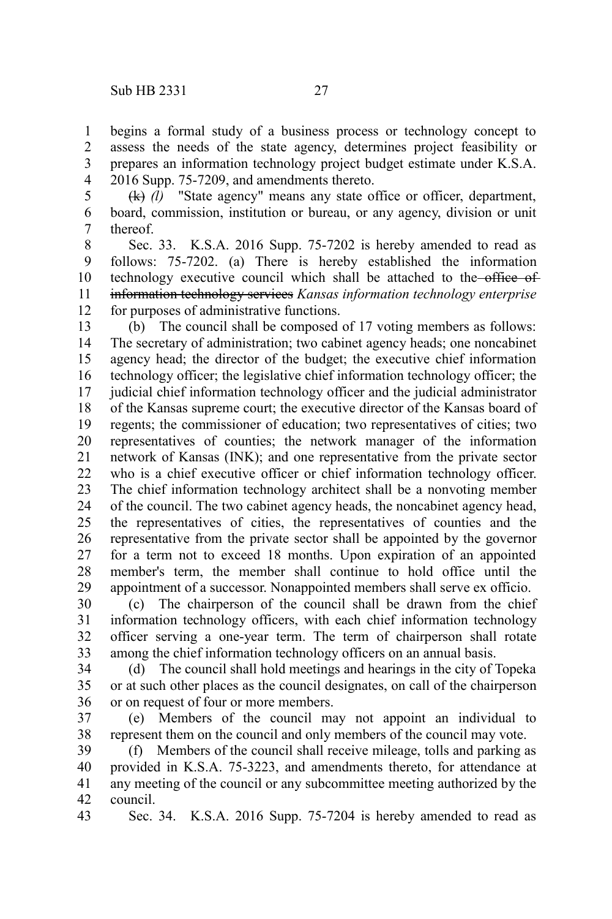begins a formal study of a business process or technology concept to assess the needs of the state agency, determines project feasibility or prepares an information technology project budget estimate under K.S.A. 2016 Supp. 75-7209, and amendments thereto.

~~(k)~~ *(l)* "State agency" means any state office or officer, department, board, commission, institution or bureau, or any agency, division or unit thereof.

Sec. 33. K.S.A. 2016 Supp. 75-7202 is hereby amended to read as follows: 75-7202. (a) There is hereby established the information technology executive council which shall be attached to the ~~office of information technology services~~ *Kansas information technology enterprise* for purposes of administrative functions.

(b) The council shall be composed of 17 voting members as follows: The secretary of administration; two cabinet agency heads; one noncabinet agency head; the director of the budget; the executive chief information technology officer; the legislative chief information technology officer; the judicial chief information technology officer and the judicial administrator of the Kansas supreme court; the executive director of the Kansas board of regents; the commissioner of education; two representatives of cities; two representatives of counties; the network manager of the information network of Kansas (INK); and one representative from the private sector who is a chief executive officer or chief information technology officer. The chief information technology architect shall be a nonvoting member of the council. The two cabinet agency heads, the noncabinet agency head, the representatives of cities, the representatives of counties and the representative from the private sector shall be appointed by the governor for a term not to exceed 18 months. Upon expiration of an appointed member's term, the member shall continue to hold office until the appointment of a successor. Nonappointed members shall serve ex officio.

(c) The chairperson of the council shall be drawn from the chief information technology officers, with each chief information technology officer serving a one-year term. The term of chairperson shall rotate among the chief information technology officers on an annual basis.

(d) The council shall hold meetings and hearings in the city of Topeka or at such other places as the council designates, on call of the chairperson or on request of four or more members.

(e) Members of the council may not appoint an individual to represent them on the council and only members of the council may vote.

(f) Members of the council shall receive mileage, tolls and parking as provided in K.S.A. 75-3223, and amendments thereto, for attendance at any meeting of the council or any subcommittee meeting authorized by the council.

Sec. 34. K.S.A. 2016 Supp. 75-7204 is hereby amended to read as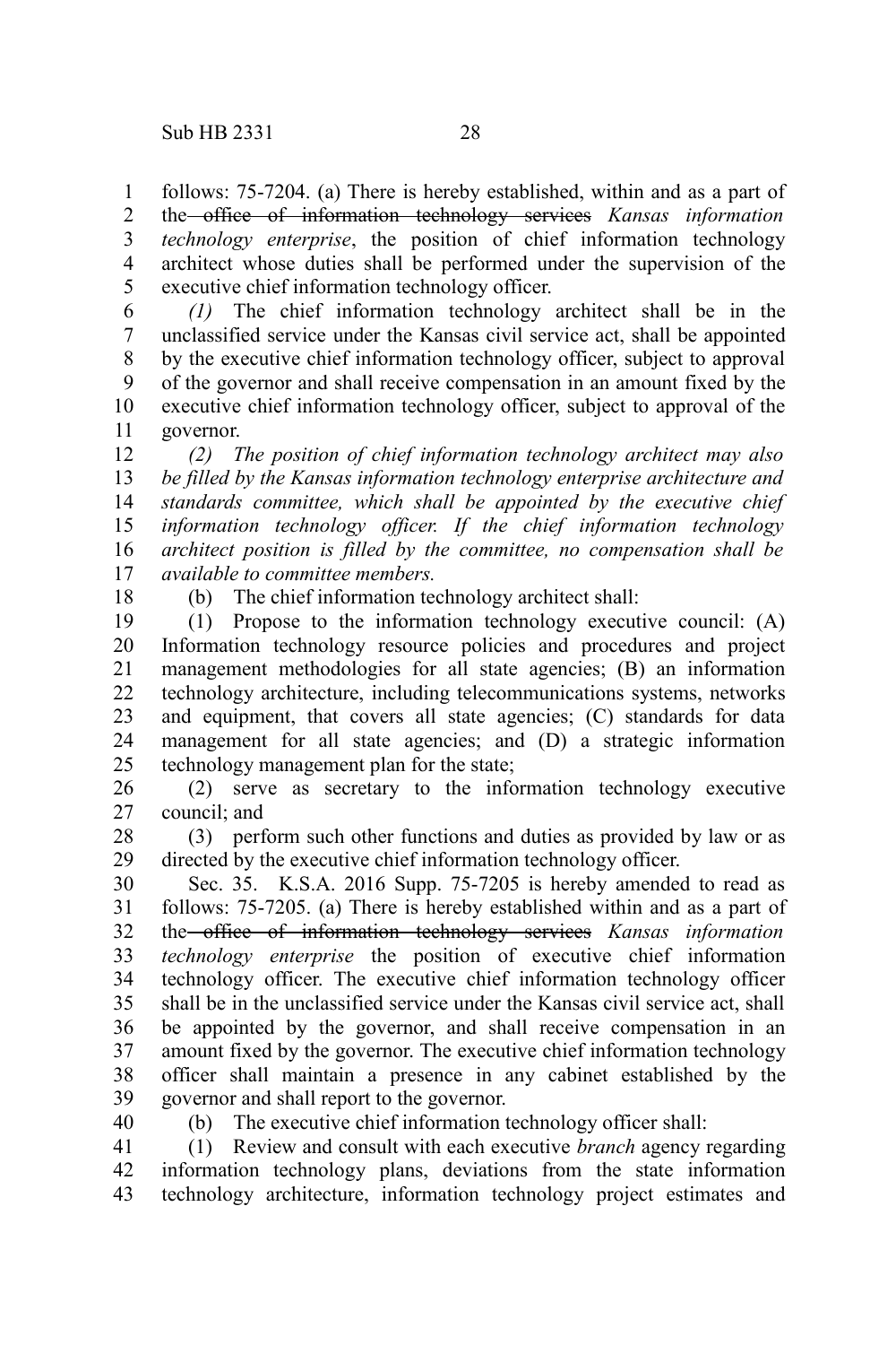follows: 75-7204. (a) There is hereby established, within and as a part of the ~~office of information technology services~~ *Kansas information technology enterprise*, the position of chief information technology architect whose duties shall be performed under the supervision of the executive chief information technology officer.

*(1)* The chief information technology architect shall be in the unclassified service under the Kansas civil service act, shall be appointed by the executive chief information technology officer, subject to approval of the governor and shall receive compensation in an amount fixed by the executive chief information technology officer, subject to approval of the governor.

*(2) The position of chief information technology architect may also be filled by the Kansas information technology enterprise architecture and standards committee, which shall be appointed by the executive chief information technology officer. If the chief information technology architect position is filled by the committee, no compensation shall be available to committee members.*

(b) The chief information technology architect shall:

(1) Propose to the information technology executive council: (A) Information technology resource policies and procedures and project management methodologies for all state agencies; (B) an information technology architecture, including telecommunications systems, networks and equipment, that covers all state agencies; (C) standards for data management for all state agencies; and (D) a strategic information technology management plan for the state;

(2) serve as secretary to the information technology executive council; and

(3) perform such other functions and duties as provided by law or as directed by the executive chief information technology officer.

Sec. 35. K.S.A. 2016 Supp. 75-7205 is hereby amended to read as follows: 75-7205. (a) There is hereby established within and as a part of the ~~office of information technology services~~ *Kansas information technology enterprise* the position of executive chief information technology officer. The executive chief information technology officer shall be in the unclassified service under the Kansas civil service act, shall be appointed by the governor, and shall receive compensation in an amount fixed by the governor. The executive chief information technology officer shall maintain a presence in any cabinet established by the governor and shall report to the governor.

(b) The executive chief information technology officer shall:

(1) Review and consult with each executive *branch* agency regarding information technology plans, deviations from the state information technology architecture, information technology project estimates and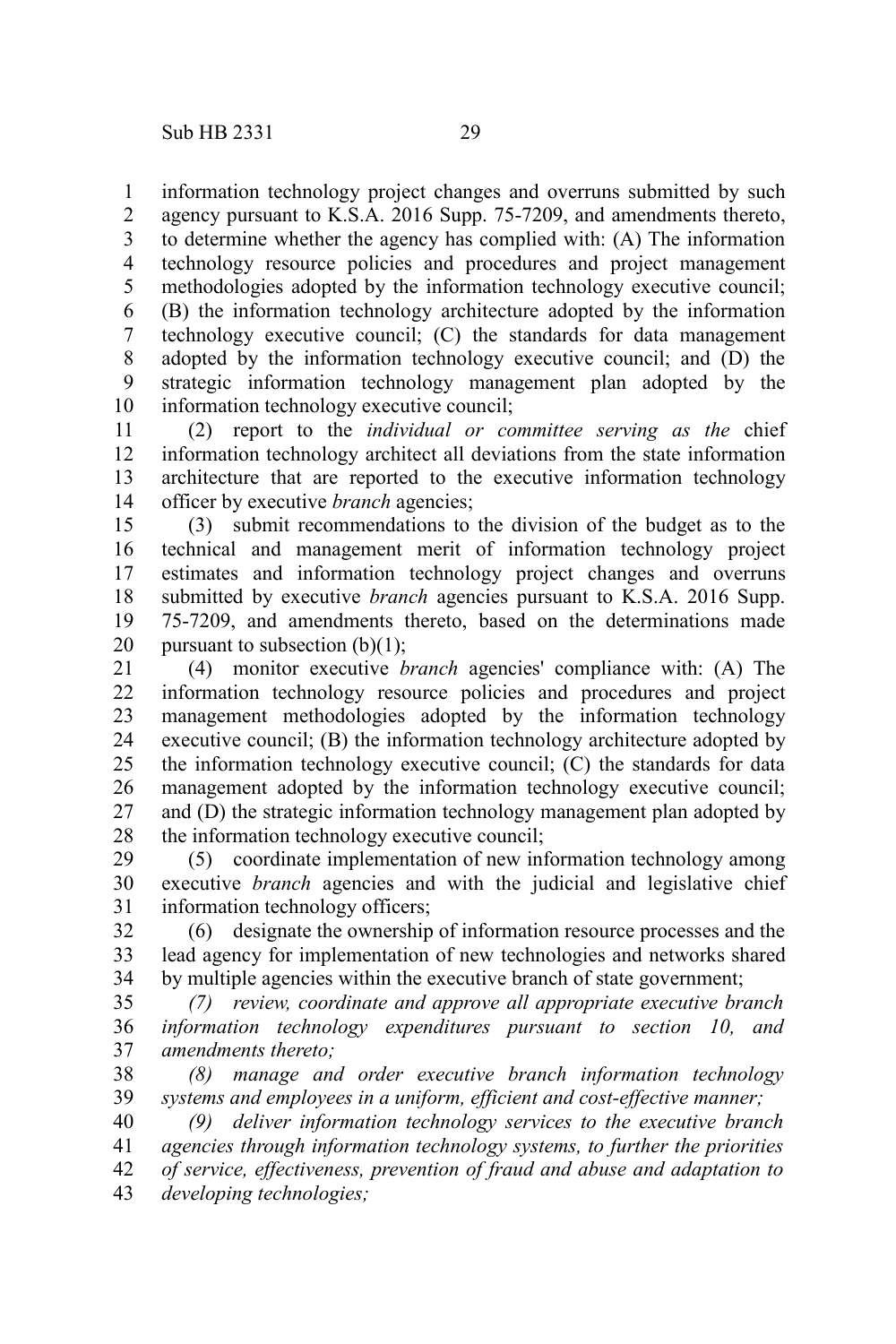information technology project changes and overruns submitted by such agency pursuant to K.S.A. 2016 Supp. 75-7209, and amendments thereto, to determine whether the agency has complied with: (A) The information technology resource policies and procedures and project management methodologies adopted by the information technology executive council; (B) the information technology architecture adopted by the information technology executive council; (C) the standards for data management adopted by the information technology executive council; and (D) the strategic information technology management plan adopted by the information technology executive council;

(2) report to the *individual or committee serving as the* chief information technology architect all deviations from the state information architecture that are reported to the executive information technology officer by executive *branch* agencies;

(3) submit recommendations to the division of the budget as to the technical and management merit of information technology project estimates and information technology project changes and overruns submitted by executive *branch* agencies pursuant to K.S.A. 2016 Supp. 75-7209, and amendments thereto, based on the determinations made pursuant to subsection (b)(1);

(4) monitor executive *branch* agencies' compliance with: (A) The information technology resource policies and procedures and project management methodologies adopted by the information technology executive council; (B) the information technology architecture adopted by the information technology executive council; (C) the standards for data management adopted by the information technology executive council; and (D) the strategic information technology management plan adopted by the information technology executive council;

(5) coordinate implementation of new information technology among executive *branch* agencies and with the judicial and legislative chief information technology officers;

(6) designate the ownership of information resource processes and the lead agency for implementation of new technologies and networks shared by multiple agencies within the executive branch of state government;

*(7) review, coordinate and approve all appropriate executive branch information technology expenditures pursuant to section 10, and amendments thereto;*

*(8) manage and order executive branch information technology systems and employees in a uniform, efficient and cost-effective manner;*

*(9) deliver information technology services to the executive branch agencies through information technology systems, to further the priorities of service, effectiveness, prevention of fraud and abuse and adaptation to developing technologies;*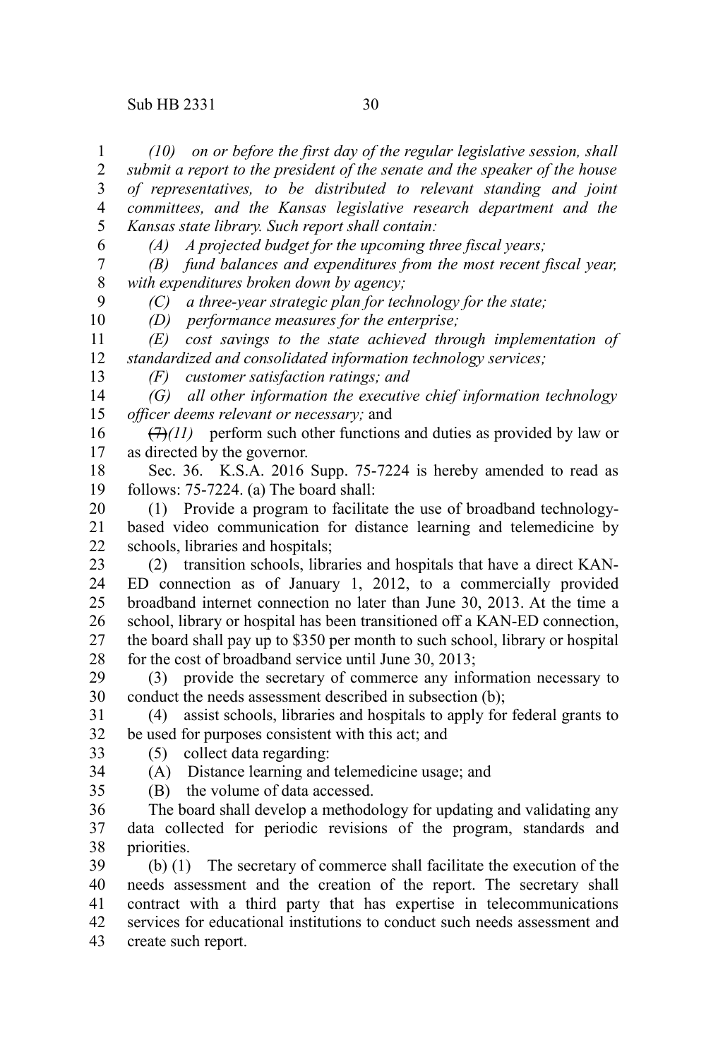*(10) on or before the first day of the regular legislative session, shall submit a report to the president of the senate and the speaker of the house of representatives, to be distributed to relevant standing and joint committees, and the Kansas legislative research department and the Kansas state library. Such report shall contain:*

*(A) A projected budget for the upcoming three fiscal years;*

*(B) fund balances and expenditures from the most recent fiscal year, with expenditures broken down by agency;*

*(C) a three-year strategic plan for technology for the state;*

*(D) performance measures for the enterprise;*

*(E) cost savings to the state achieved through implementation of standardized and consolidated information technology services;*

*(F) customer satisfaction ratings; and*

*(G) all other information the executive chief information technology officer deems relevant or necessary;* and

~~(7)~~*(11)* perform such other functions and duties as provided by law or as directed by the governor.

Sec. 36. K.S.A. 2016 Supp. 75-7224 is hereby amended to read as follows: 75-7224. (a) The board shall:

(1) Provide a program to facilitate the use of broadband technology-based video communication for distance learning and telemedicine by schools, libraries and hospitals;

(2) transition schools, libraries and hospitals that have a direct KAN-ED connection as of January 1, 2012, to a commercially provided broadband internet connection no later than June 30, 2013. At the time a school, library or hospital has been transitioned off a KAN-ED connection, the board shall pay up to $350 per month to such school, library or hospital for the cost of broadband service until June 30, 2013;

(3) provide the secretary of commerce any information necessary to conduct the needs assessment described in subsection (b);

(4) assist schools, libraries and hospitals to apply for federal grants to be used for purposes consistent with this act; and

(5) collect data regarding:

(A) Distance learning and telemedicine usage; and

(B) the volume of data accessed.

The board shall develop a methodology for updating and validating any data collected for periodic revisions of the program, standards and priorities.

(b) (1) The secretary of commerce shall facilitate the execution of the needs assessment and the creation of the report. The secretary shall contract with a third party that has expertise in telecommunications services for educational institutions to conduct such needs assessment and create such report.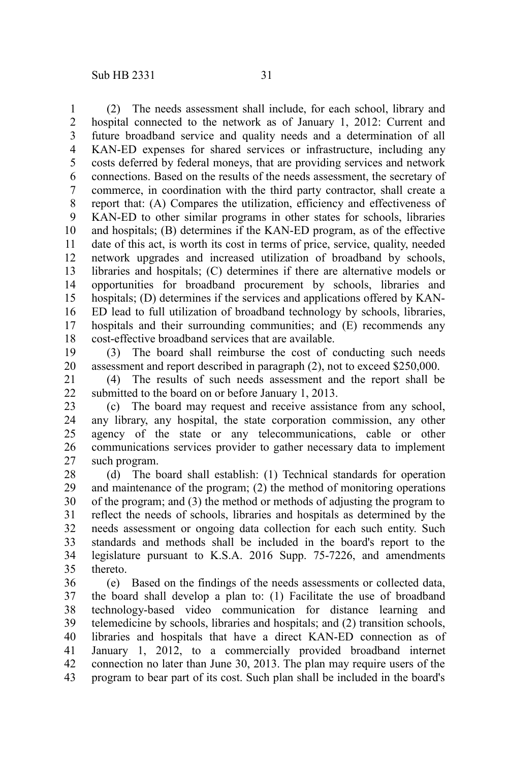(2) The needs assessment shall include, for each school, library and hospital connected to the network as of January 1, 2012: Current and future broadband service and quality needs and a determination of all KAN-ED expenses for shared services or infrastructure, including any costs deferred by federal moneys, that are providing services and network connections. Based on the results of the needs assessment, the secretary of commerce, in coordination with the third party contractor, shall create a report that: (A) Compares the utilization, efficiency and effectiveness of KAN-ED to other similar programs in other states for schools, libraries and hospitals; (B) determines if the KAN-ED program, as of the effective date of this act, is worth its cost in terms of price, service, quality, needed network upgrades and increased utilization of broadband by schools, libraries and hospitals; (C) determines if there are alternative models or opportunities for broadband procurement by schools, libraries and hospitals; (D) determines if the services and applications offered by KAN-ED lead to full utilization of broadband technology by schools, libraries, hospitals and their surrounding communities; and (E) recommends any cost-effective broadband services that are available.

(3) The board shall reimburse the cost of conducting such needs assessment and report described in paragraph (2), not to exceed $250,000.

(4) The results of such needs assessment and the report shall be submitted to the board on or before January 1, 2013.

(c) The board may request and receive assistance from any school, any library, any hospital, the state corporation commission, any other agency of the state or any telecommunications, cable or other communications services provider to gather necessary data to implement such program.

(d) The board shall establish: (1) Technical standards for operation and maintenance of the program; (2) the method of monitoring operations of the program; and (3) the method or methods of adjusting the program to reflect the needs of schools, libraries and hospitals as determined by the needs assessment or ongoing data collection for each such entity. Such standards and methods shall be included in the board's report to the legislature pursuant to K.S.A. 2016 Supp. 75-7226, and amendments thereto.

(e) Based on the findings of the needs assessments or collected data, the board shall develop a plan to: (1) Facilitate the use of broadband technology-based video communication for distance learning and telemedicine by schools, libraries and hospitals; and (2) transition schools, libraries and hospitals that have a direct KAN-ED connection as of January 1, 2012, to a commercially provided broadband internet connection no later than June 30, 2013. The plan may require users of the program to bear part of its cost. Such plan shall be included in the board's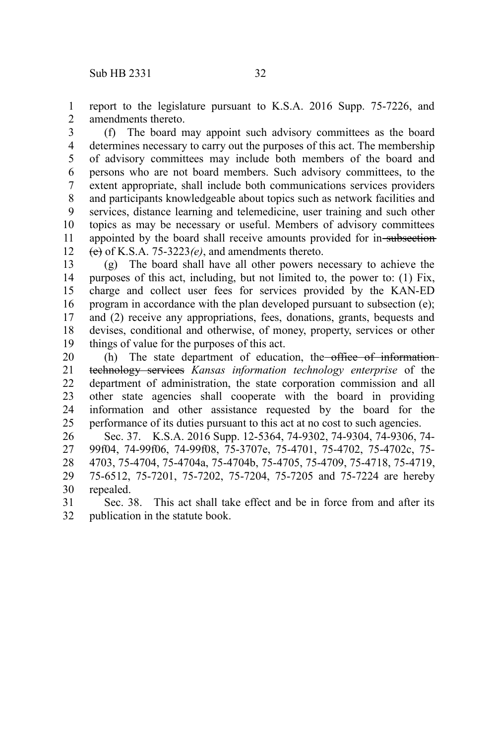report to the legislature pursuant to K.S.A. 2016 Supp. 75-7226, and amendments thereto.

(f) The board may appoint such advisory committees as the board determines necessary to carry out the purposes of this act. The membership of advisory committees may include both members of the board and persons who are not board members. Such advisory committees, to the extent appropriate, shall include both communications services providers and participants knowledgeable about topics such as network facilities and services, distance learning and telemedicine, user training and such other topics as may be necessary or useful. Members of advisory committees appointed by the board shall receive amounts provided for in ~~subsection (e)~~ of K.S.A. 75-3223*(e)*, and amendments thereto.

(g) The board shall have all other powers necessary to achieve the purposes of this act, including, but not limited to, the power to: (1) Fix, charge and collect user fees for services provided by the KAN-ED program in accordance with the plan developed pursuant to subsection (e); and (2) receive any appropriations, fees, donations, grants, bequests and devises, conditional and otherwise, of money, property, services or other things of value for the purposes of this act.

(h) The state department of education, the ~~office of information technology services~~ *Kansas information technology enterprise* of the department of administration, the state corporation commission and all other state agencies shall cooperate with the board in providing information and other assistance requested by the board for the performance of its duties pursuant to this act at no cost to such agencies.

Sec. 37. K.S.A. 2016 Supp. 12-5364, 74-9302, 74-9304, 74-9306, 74-99f04, 74-99f06, 74-99f08, 75-3707e, 75-4701, 75-4702, 75-4702c, 75-4703, 75-4704, 75-4704a, 75-4704b, 75-4705, 75-4709, 75-4718, 75-4719, 75-6512, 75-7201, 75-7202, 75-7204, 75-7205 and 75-7224 are hereby repealed.

Sec. 38. This act shall take effect and be in force from and after its publication in the statute book.